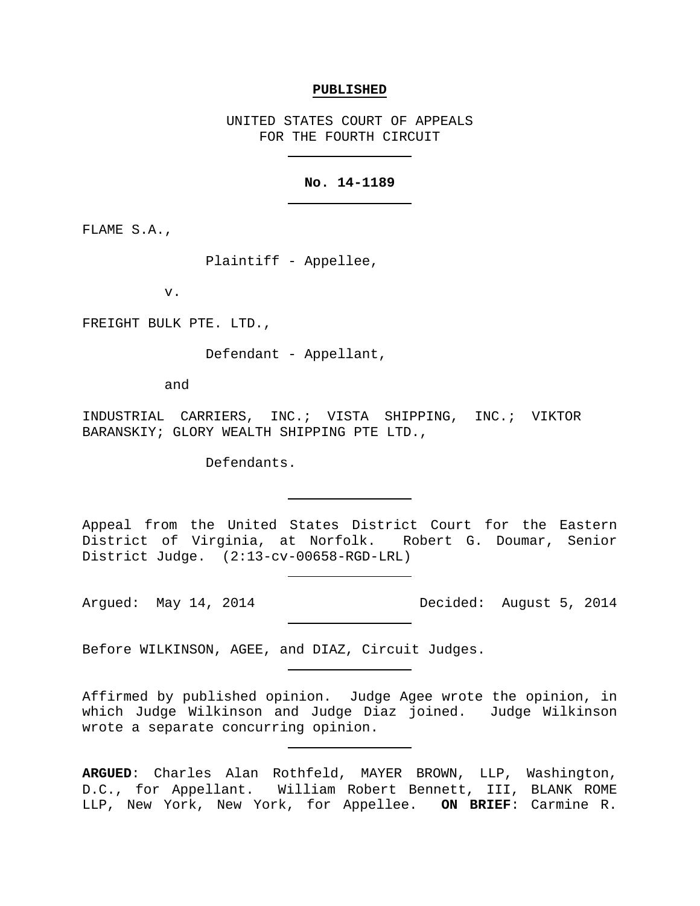**PUBLISHED**

UNITED STATES COURT OF APPEALS
FOR THE FOURTH CIRCUIT

---

**No. 14-1189**

---

FLAME S.A.,

Plaintiff - Appellee,

v.

FREIGHT BULK PTE. LTD.,

Defendant - Appellant,

and

INDUSTRIAL CARRIERS, INC.; VISTA SHIPPING, INC.; VIKTOR BARANSKIY; GLORY WEALTH SHIPPING PTE LTD.,

Defendants.

---

Appeal from the United States District Court for the Eastern District of Virginia, at Norfolk. Robert G. Doumar, Senior District Judge. (2:13-cv-00658-RGD-LRL)

---

Argued: May 14, 2014 Decided: August 5, 2014

---

Before WILKINSON, AGEE, and DIAZ, Circuit Judges.

---

Affirmed by published opinion. Judge Agee wrote the opinion, in which Judge Wilkinson and Judge Diaz joined. Judge Wilkinson wrote a separate concurring opinion.

---

**ARGUED**: Charles Alan Rothfeld, MAYER BROWN, LLP, Washington, D.C., for Appellant. William Robert Bennett, III, BLANK ROME LLP, New York, New York, for Appellee. **ON BRIEF**: Carmine R.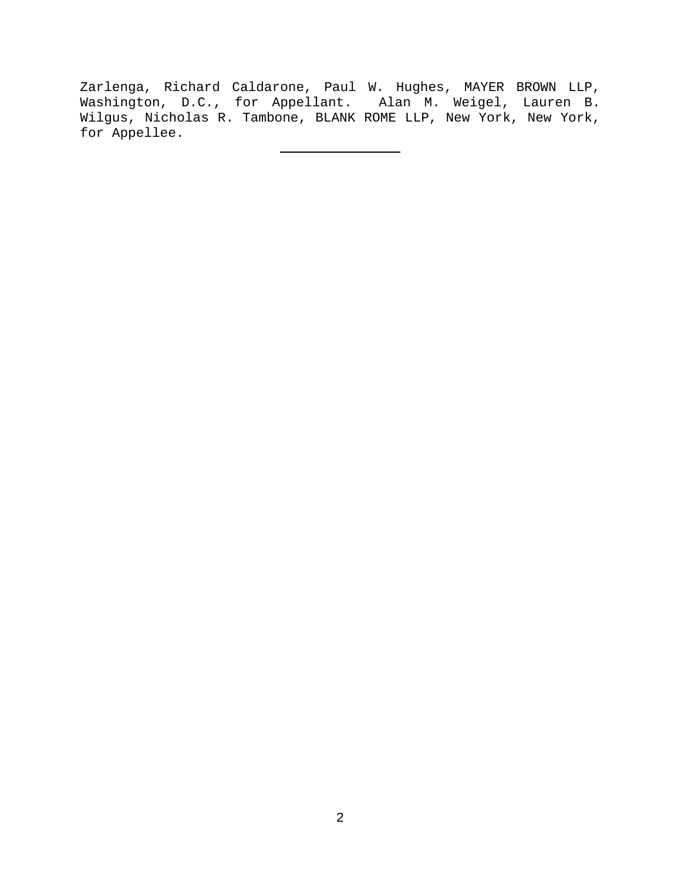Zarlenga, Richard Caldarone, Paul W. Hughes, MAYER BROWN LLP, Washington, D.C., for Appellant. Alan M. Weigel, Lauren B. Wilgus, Nicholas R. Tambone, BLANK ROME LLP, New York, New York, for Appellee.

---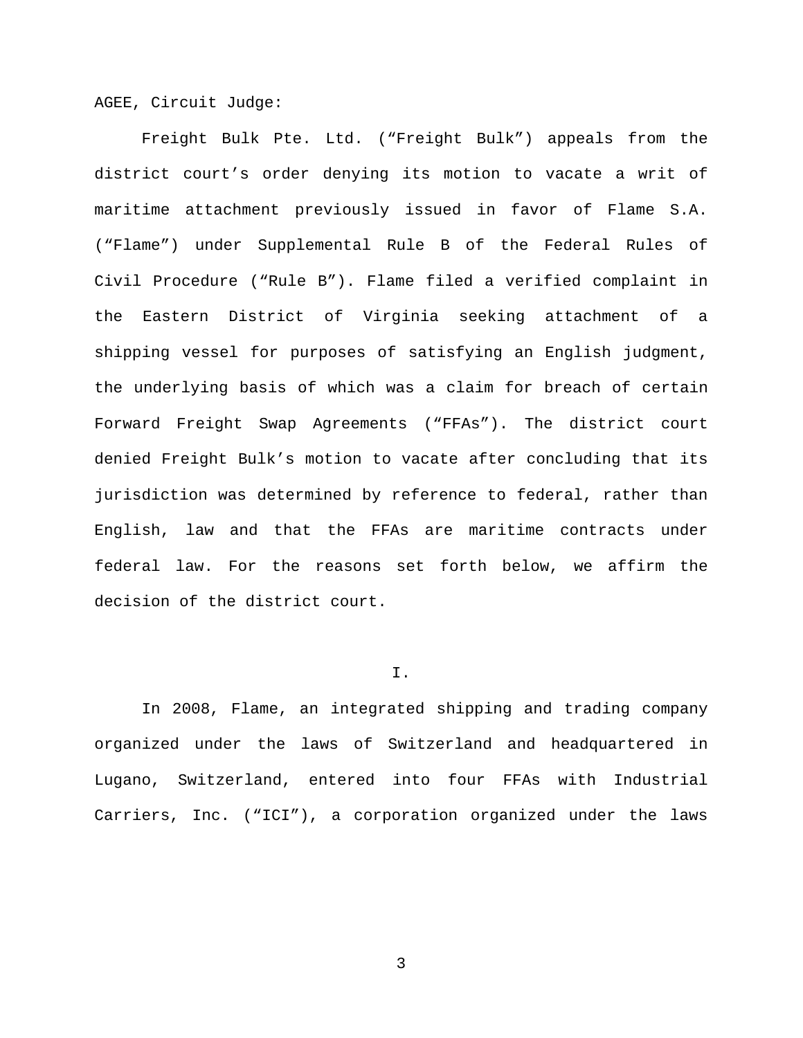AGEE, Circuit Judge:

Freight Bulk Pte. Ltd. ("Freight Bulk") appeals from the district court's order denying its motion to vacate a writ of maritime attachment previously issued in favor of Flame S.A. ("Flame") under Supplemental Rule B of the Federal Rules of Civil Procedure ("Rule B"). Flame filed a verified complaint in the Eastern District of Virginia seeking attachment of a shipping vessel for purposes of satisfying an English judgment, the underlying basis of which was a claim for breach of certain Forward Freight Swap Agreements ("FFAs"). The district court denied Freight Bulk's motion to vacate after concluding that its jurisdiction was determined by reference to federal, rather than English, law and that the FFAs are maritime contracts under federal law. For the reasons set forth below, we affirm the decision of the district court.

## I.

In 2008, Flame, an integrated shipping and trading company organized under the laws of Switzerland and headquartered in Lugano, Switzerland, entered into four FFAs with Industrial Carriers, Inc. ("ICI"), a corporation organized under the laws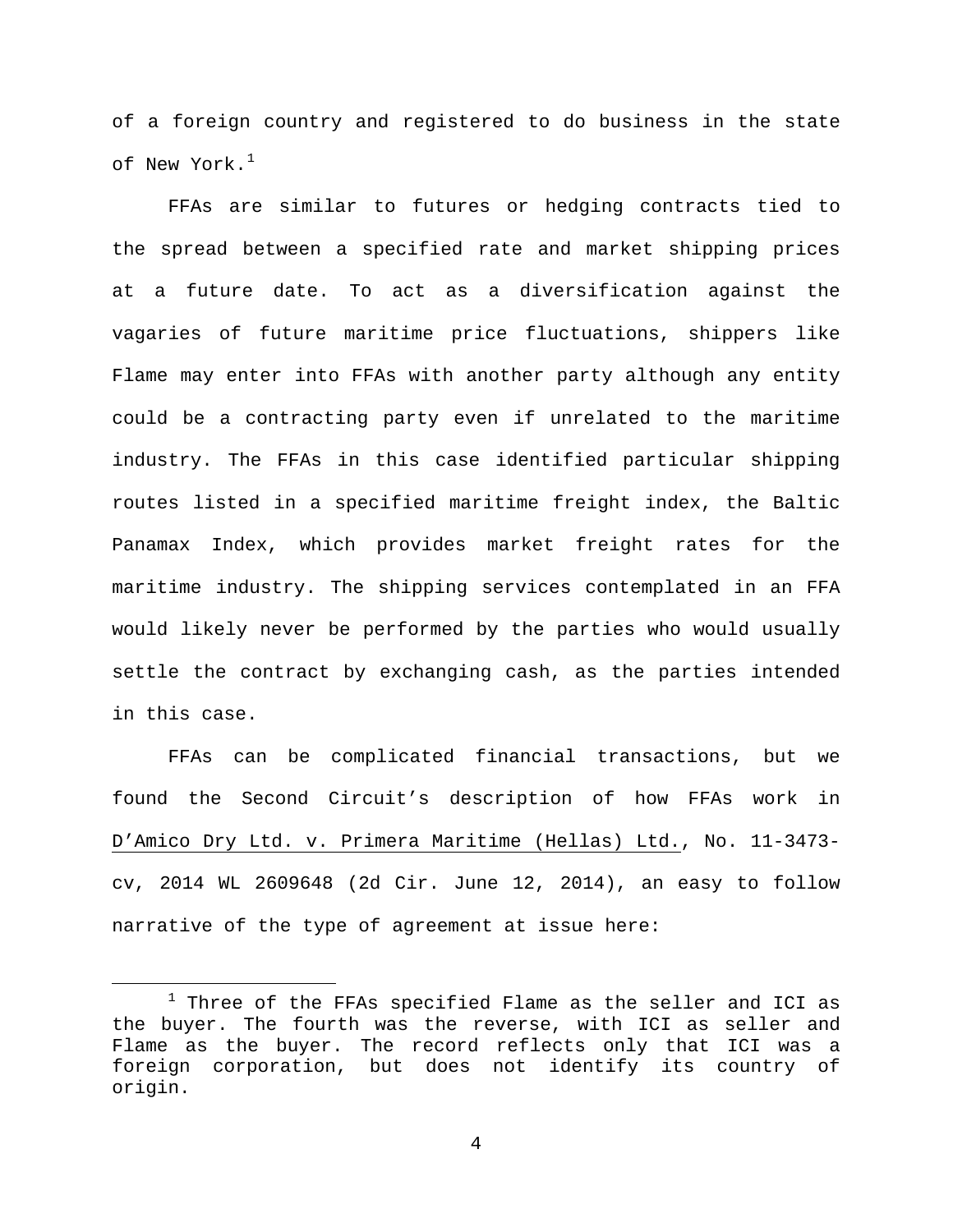of a foreign country and registered to do business in the state of New York.[1]

FFAs are similar to futures or hedging contracts tied to the spread between a specified rate and market shipping prices at a future date. To act as a diversification against the vagaries of future maritime price fluctuations, shippers like Flame may enter into FFAs with another party although any entity could be a contracting party even if unrelated to the maritime industry. The FFAs in this case identified particular shipping routes listed in a specified maritime freight index, the Baltic Panamax Index, which provides market freight rates for the maritime industry. The shipping services contemplated in an FFA would likely never be performed by the parties who would usually settle the contract by exchanging cash, as the parties intended in this case.

FFAs can be complicated financial transactions, but we found the Second Circuit's description of how FFAs work in D'Amico Dry Ltd. v. Primera Maritime (Hellas) Ltd., No. 11-3473-cv, 2014 WL 2609648 (2d Cir. June 12, 2014), an easy to follow narrative of the type of agreement at issue here:

---

[1] Three of the FFAs specified Flame as the seller and ICI as the buyer. The fourth was the reverse, with ICI as seller and Flame as the buyer. The record reflects only that ICI was a foreign corporation, but does not identify its country of origin.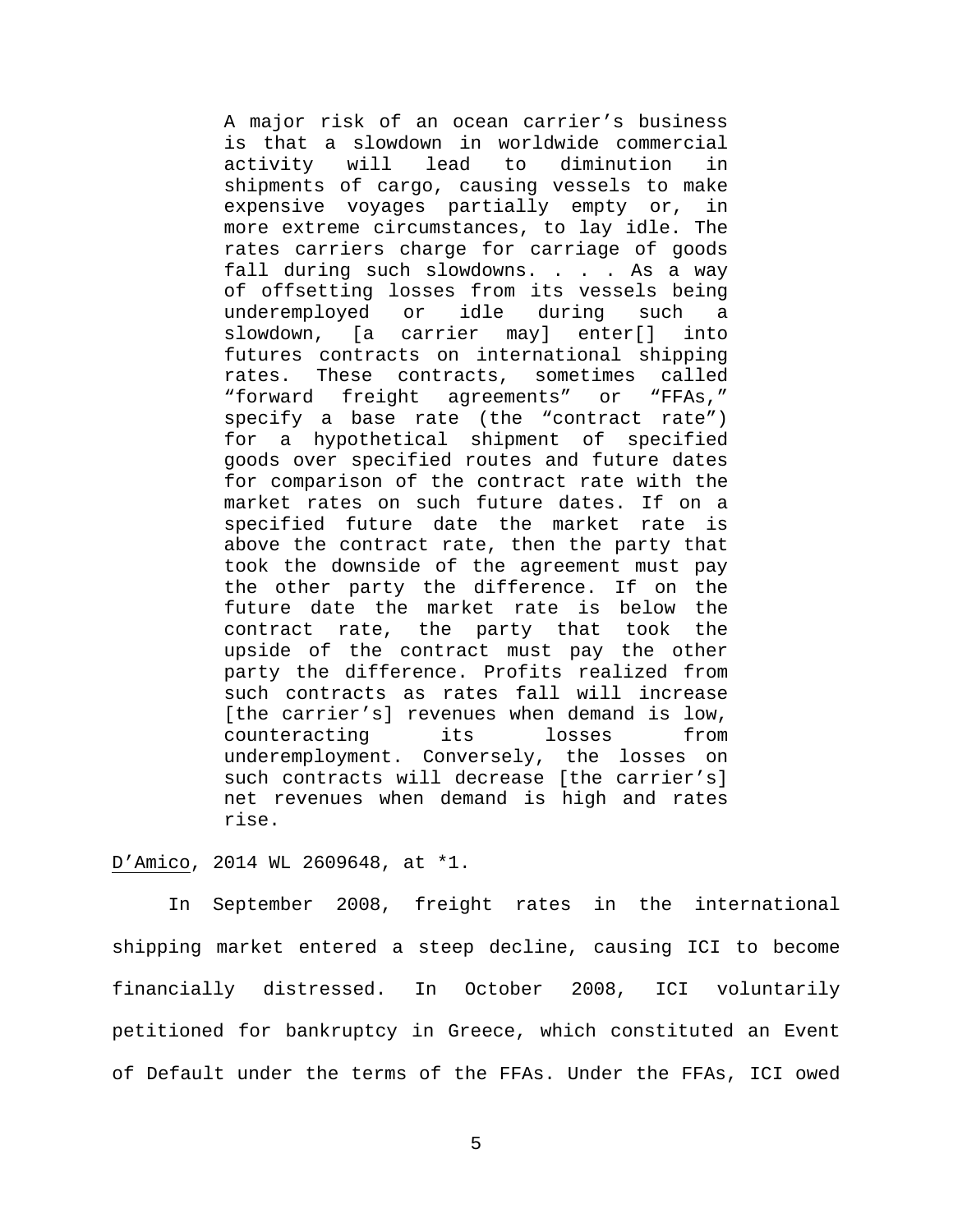> A major risk of an ocean carrier's business is that a slowdown in worldwide commercial activity will lead to diminution in shipments of cargo, causing vessels to make expensive voyages partially empty or, in more extreme circumstances, to lay idle. The rates carriers charge for carriage of goods fall during such slowdowns. . . . As a way of offsetting losses from its vessels being underemployed or idle during such a slowdown, [a carrier may] enter[] into futures contracts on international shipping rates. These contracts, sometimes called "forward freight agreements" or "FFAs," specify a base rate (the "contract rate") for a hypothetical shipment of specified goods over specified routes and future dates for comparison of the contract rate with the market rates on such future dates. If on a specified future date the market rate is above the contract rate, then the party that took the downside of the agreement must pay the other party the difference. If on the future date the market rate is below the contract rate, the party that took the upside of the contract must pay the other party the difference. Profits realized from such contracts as rates fall will increase [the carrier's] revenues when demand is low, counteracting its losses from underemployment. Conversely, the losses on such contracts will decrease [the carrier's] net revenues when demand is high and rates rise.

D'Amico, 2014 WL 2609648, at *1.

In September 2008, freight rates in the international shipping market entered a steep decline, causing ICI to become financially distressed. In October 2008, ICI voluntarily petitioned for bankruptcy in Greece, which constituted an Event of Default under the terms of the FFAs. Under the FFAs, ICI owed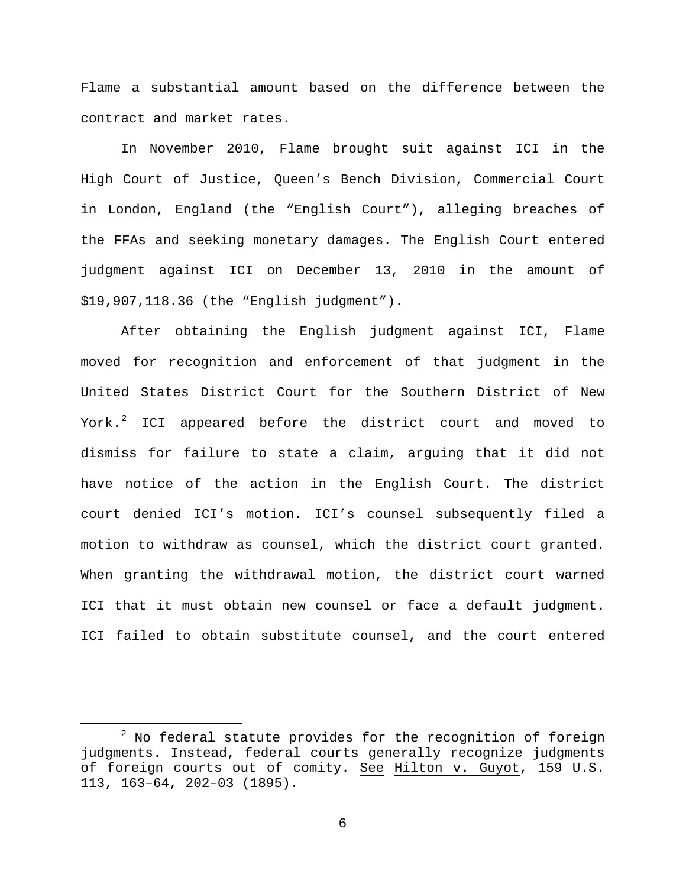Flame a substantial amount based on the difference between the contract and market rates.

In November 2010, Flame brought suit against ICI in the High Court of Justice, Queen's Bench Division, Commercial Court in London, England (the "English Court"), alleging breaches of the FFAs and seeking monetary damages. The English Court entered judgment against ICI on December 13, 2010 in the amount of $19,907,118.36 (the "English judgment").

After obtaining the English judgment against ICI, Flame moved for recognition and enforcement of that judgment in the United States District Court for the Southern District of New York.[2] ICI appeared before the district court and moved to dismiss for failure to state a claim, arguing that it did not have notice of the action in the English Court. The district court denied ICI's motion. ICI's counsel subsequently filed a motion to withdraw as counsel, which the district court granted. When granting the withdrawal motion, the district court warned ICI that it must obtain new counsel or face a default judgment. ICI failed to obtain substitute counsel, and the court entered

[2] No federal statute provides for the recognition of foreign judgments. Instead, federal courts generally recognize judgments of foreign courts out of comity. See Hilton v. Guyot, 159 U.S. 113, 163–64, 202–03 (1895).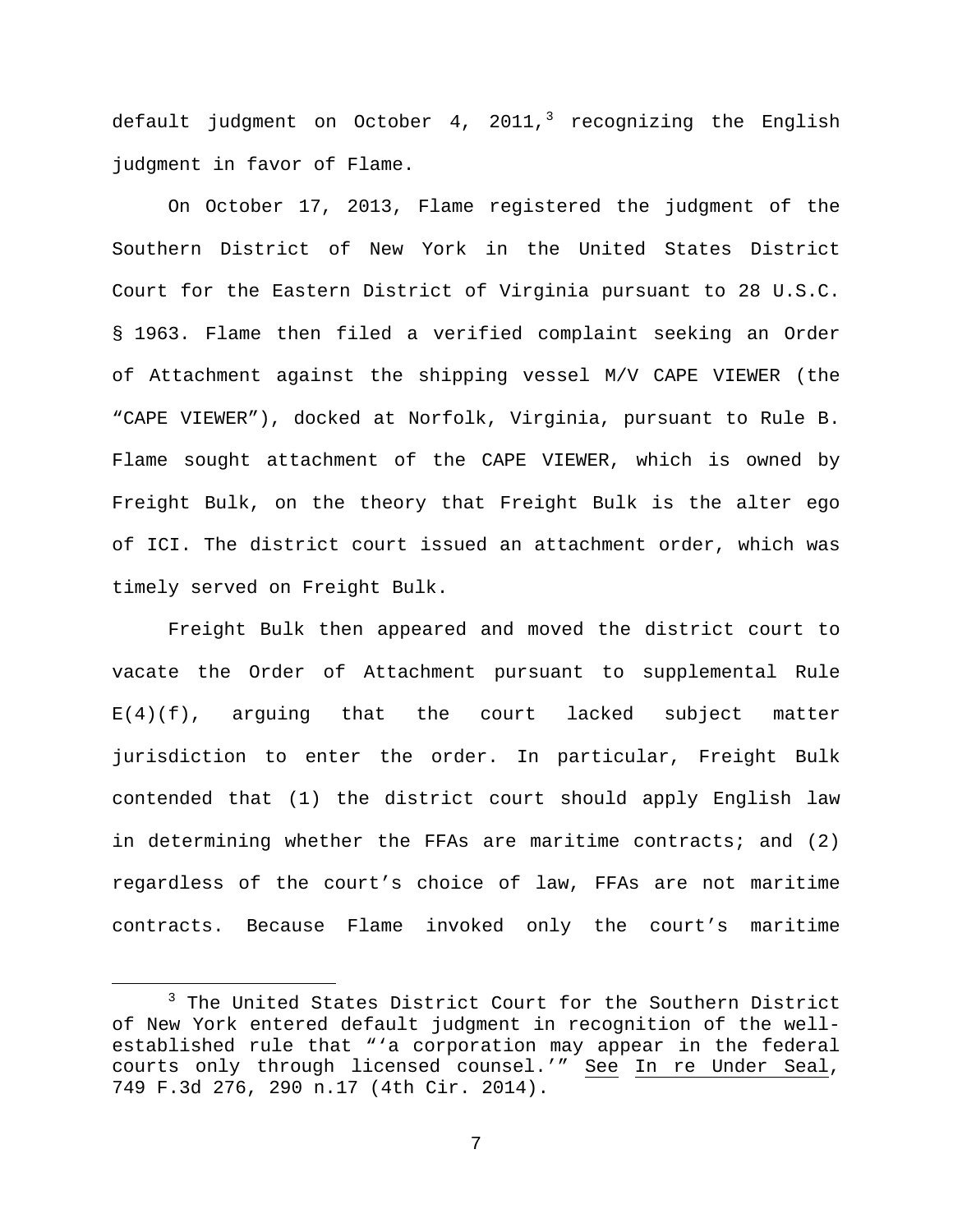default judgment on October 4, 2011,[3] recognizing the English judgment in favor of Flame.

On October 17, 2013, Flame registered the judgment of the Southern District of New York in the United States District Court for the Eastern District of Virginia pursuant to 28 U.S.C. § 1963. Flame then filed a verified complaint seeking an Order of Attachment against the shipping vessel M/V CAPE VIEWER (the "CAPE VIEWER"), docked at Norfolk, Virginia, pursuant to Rule B. Flame sought attachment of the CAPE VIEWER, which is owned by Freight Bulk, on the theory that Freight Bulk is the alter ego of ICI. The district court issued an attachment order, which was timely served on Freight Bulk.

Freight Bulk then appeared and moved the district court to vacate the Order of Attachment pursuant to supplemental Rule E(4)(f), arguing that the court lacked subject matter jurisdiction to enter the order. In particular, Freight Bulk contended that (1) the district court should apply English law in determining whether the FFAs are maritime contracts; and (2) regardless of the court's choice of law, FFAs are not maritime contracts. Because Flame invoked only the court's maritime

---

[3] The United States District Court for the Southern District of New York entered default judgment in recognition of the well-established rule that "'a corporation may appear in the federal courts only through licensed counsel.'" See In re Under Seal, 749 F.3d 276, 290 n.17 (4th Cir. 2014).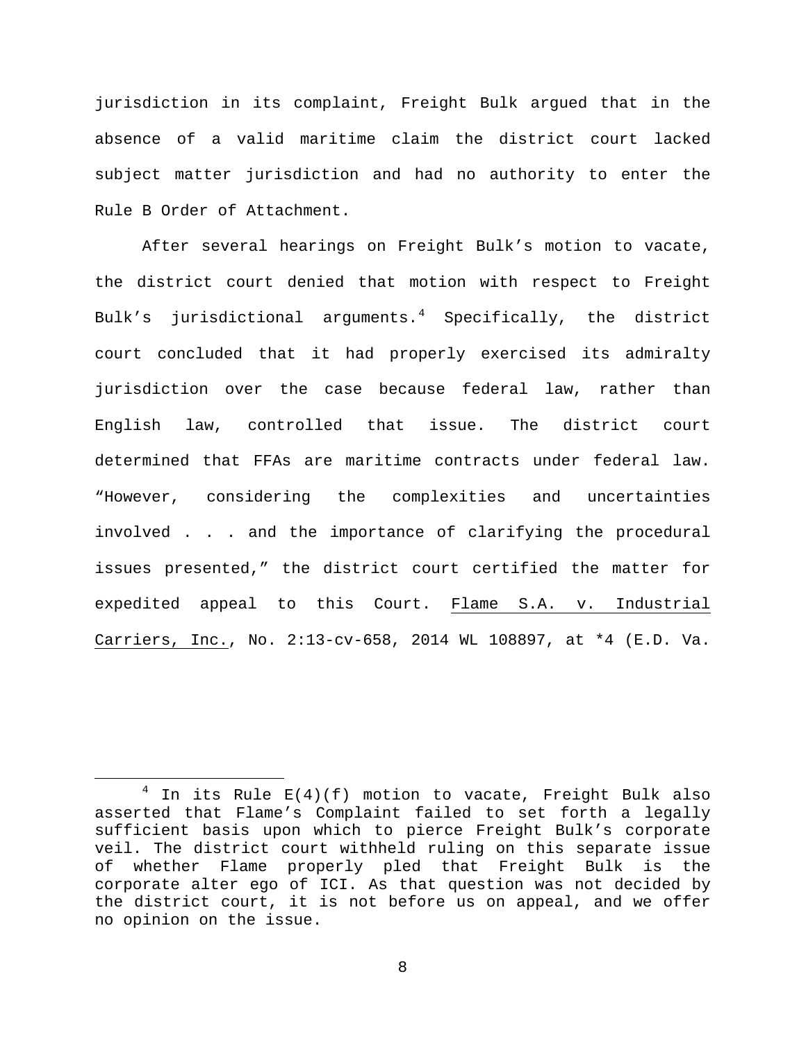jurisdiction in its complaint, Freight Bulk argued that in the absence of a valid maritime claim the district court lacked subject matter jurisdiction and had no authority to enter the Rule B Order of Attachment.

After several hearings on Freight Bulk's motion to vacate, the district court denied that motion with respect to Freight Bulk's jurisdictional arguments.[4] Specifically, the district court concluded that it had properly exercised its admiralty jurisdiction over the case because federal law, rather than English law, controlled that issue. The district court determined that FFAs are maritime contracts under federal law. "However, considering the complexities and uncertainties involved . . . and the importance of clarifying the procedural issues presented," the district court certified the matter for expedited appeal to this Court. Flame S.A. v. Industrial Carriers, Inc., No. 2:13-cv-658, 2014 WL 108897, at *4 (E.D. Va.

[4] In its Rule E(4)(f) motion to vacate, Freight Bulk also asserted that Flame's Complaint failed to set forth a legally sufficient basis upon which to pierce Freight Bulk's corporate veil. The district court withheld ruling on this separate issue of whether Flame properly pled that Freight Bulk is the corporate alter ego of ICI. As that question was not decided by the district court, it is not before us on appeal, and we offer no opinion on the issue.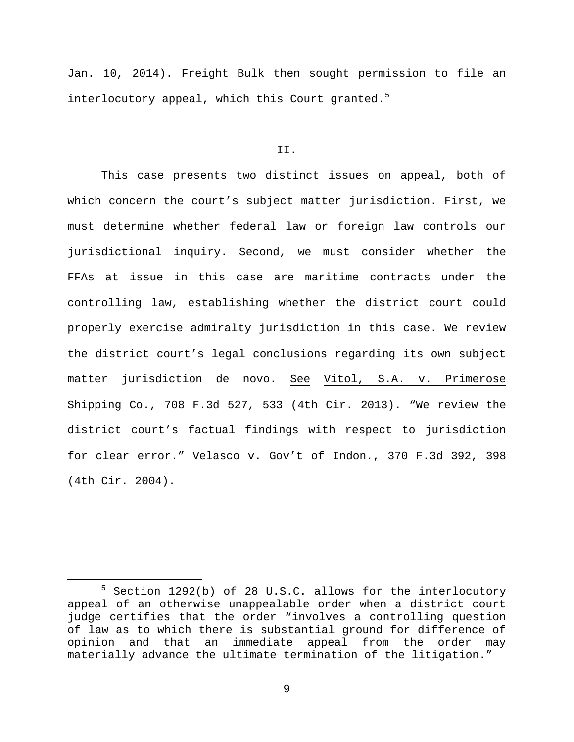Jan. 10, 2014). Freight Bulk then sought permission to file an interlocutory appeal, which this Court granted.[5]

## II.

This case presents two distinct issues on appeal, both of which concern the court's subject matter jurisdiction. First, we must determine whether federal law or foreign law controls our jurisdictional inquiry. Second, we must consider whether the FFAs at issue in this case are maritime contracts under the controlling law, establishing whether the district court could properly exercise admiralty jurisdiction in this case. We review the district court's legal conclusions regarding its own subject matter jurisdiction de novo. See Vitol, S.A. v. Primerose Shipping Co., 708 F.3d 527, 533 (4th Cir. 2013). "We review the district court's factual findings with respect to jurisdiction for clear error." Velasco v. Gov't of Indon., 370 F.3d 392, 398 (4th Cir. 2004).

---

[5] Section 1292(b) of 28 U.S.C. allows for the interlocutory appeal of an otherwise unappealable order when a district court judge certifies that the order "involves a controlling question of law as to which there is substantial ground for difference of opinion and that an immediate appeal from the order may materially advance the ultimate termination of the litigation."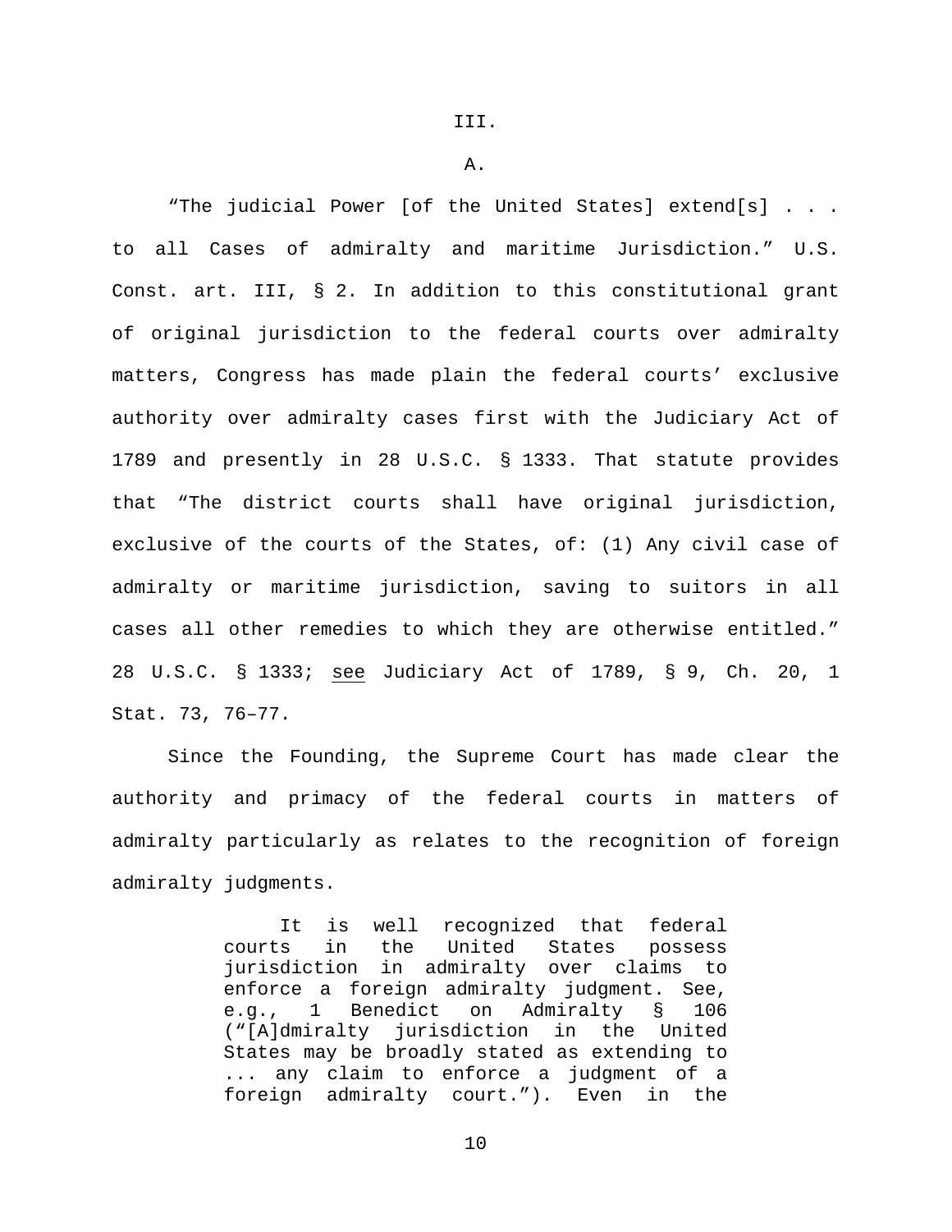# III.

## A.

"The judicial Power [of the United States] extend[s] . . . to all Cases of admiralty and maritime Jurisdiction." U.S. Const. art. III, § 2. In addition to this constitutional grant of original jurisdiction to the federal courts over admiralty matters, Congress has made plain the federal courts' exclusive authority over admiralty cases first with the Judiciary Act of 1789 and presently in 28 U.S.C. § 1333. That statute provides that "The district courts shall have original jurisdiction, exclusive of the courts of the States, of: (1) Any civil case of admiralty or maritime jurisdiction, saving to suitors in all cases all other remedies to which they are otherwise entitled." 28 U.S.C. § 1333; see Judiciary Act of 1789, § 9, Ch. 20, 1 Stat. 73, 76–77.

Since the Founding, the Supreme Court has made clear the authority and primacy of the federal courts in matters of admiralty particularly as relates to the recognition of foreign admiralty judgments.

> It is well recognized that federal courts in the United States possess jurisdiction in admiralty over claims to enforce a foreign admiralty judgment. See, e.g., 1 Benedict on Admiralty § 106 ("[A]dmiralty jurisdiction in the United States may be broadly stated as extending to ... any claim to enforce a judgment of a foreign admiralty court."). Even in the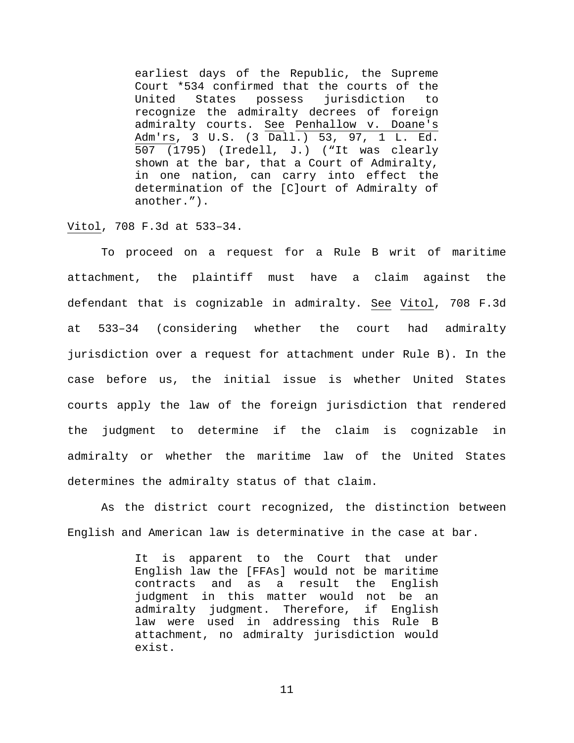> earliest days of the Republic, the Supreme Court *534 confirmed that the courts of the United States possess jurisdiction to recognize the admiralty decrees of foreign admiralty courts. See Penhallow v. Doane's Adm'rs, 3 U.S. (3 Dall.) 53, 97, 1 L. Ed. 507 (1795) (Iredell, J.) ("It was clearly shown at the bar, that a Court of Admiralty, in one nation, can carry into effect the determination of the [C]ourt of Admiralty of another.").

Vitol, 708 F.3d at 533–34.

To proceed on a request for a Rule B writ of maritime attachment, the plaintiff must have a claim against the defendant that is cognizable in admiralty. See Vitol, 708 F.3d at 533–34 (considering whether the court had admiralty jurisdiction over a request for attachment under Rule B). In the case before us, the initial issue is whether United States courts apply the law of the foreign jurisdiction that rendered the judgment to determine if the claim is cognizable in admiralty or whether the maritime law of the United States determines the admiralty status of that claim.

As the district court recognized, the distinction between English and American law is determinative in the case at bar.

> It is apparent to the Court that under English law the [FFAs] would not be maritime contracts and as a result the English judgment in this matter would not be an admiralty judgment. Therefore, if English law were used in addressing this Rule B attachment, no admiralty jurisdiction would exist.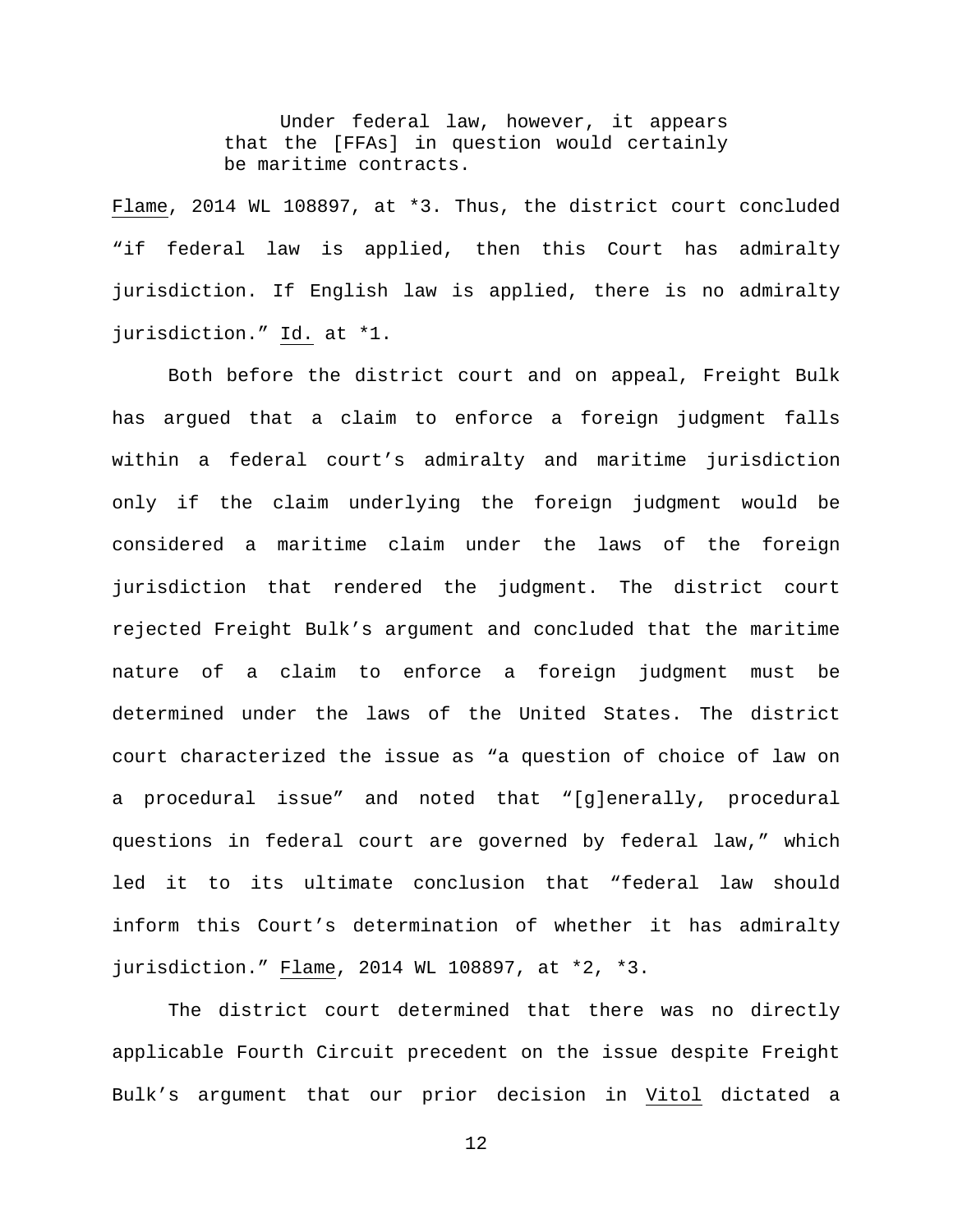> Under federal law, however, it appears that the [FFAs] in question would certainly be maritime contracts.

Flame, 2014 WL 108897, at *3. Thus, the district court concluded "if federal law is applied, then this Court has admiralty jurisdiction. If English law is applied, there is no admiralty jurisdiction." Id. at *1.

Both before the district court and on appeal, Freight Bulk has argued that a claim to enforce a foreign judgment falls within a federal court's admiralty and maritime jurisdiction only if the claim underlying the foreign judgment would be considered a maritime claim under the laws of the foreign jurisdiction that rendered the judgment. The district court rejected Freight Bulk's argument and concluded that the maritime nature of a claim to enforce a foreign judgment must be determined under the laws of the United States. The district court characterized the issue as "a question of choice of law on a procedural issue" and noted that "[g]enerally, procedural questions in federal court are governed by federal law," which led it to its ultimate conclusion that "federal law should inform this Court's determination of whether it has admiralty jurisdiction." Flame, 2014 WL 108897, at *2, *3.

The district court determined that there was no directly applicable Fourth Circuit precedent on the issue despite Freight Bulk's argument that our prior decision in Vitol dictated a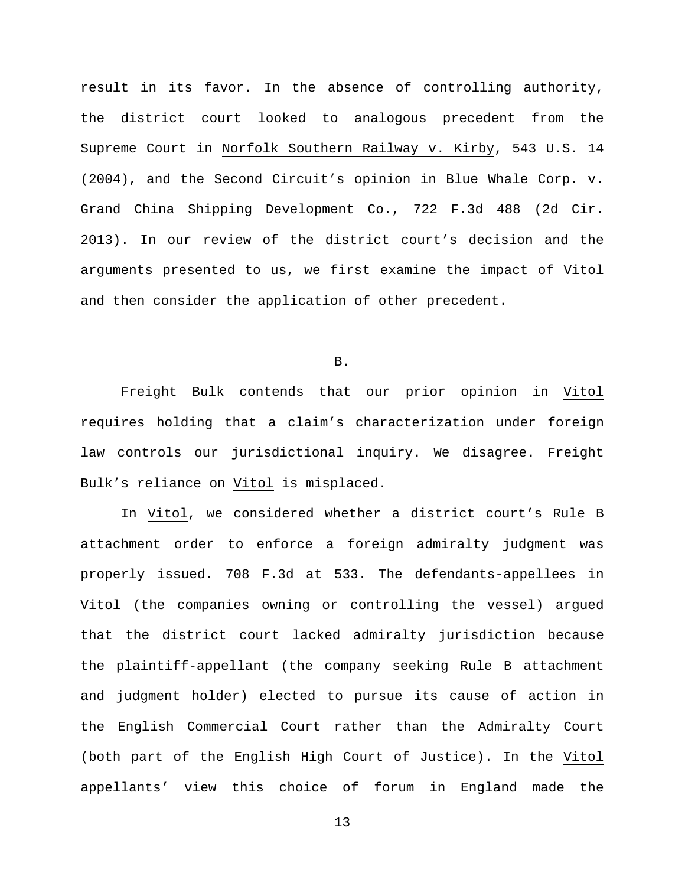result in its favor. In the absence of controlling authority, the district court looked to analogous precedent from the Supreme Court in Norfolk Southern Railway v. Kirby, 543 U.S. 14 (2004), and the Second Circuit's opinion in Blue Whale Corp. v. Grand China Shipping Development Co., 722 F.3d 488 (2d Cir. 2013). In our review of the district court's decision and the arguments presented to us, we first examine the impact of Vitol and then consider the application of other precedent.

B.

Freight Bulk contends that our prior opinion in Vitol requires holding that a claim's characterization under foreign law controls our jurisdictional inquiry. We disagree. Freight Bulk's reliance on Vitol is misplaced.

In Vitol, we considered whether a district court's Rule B attachment order to enforce a foreign admiralty judgment was properly issued. 708 F.3d at 533. The defendants-appellees in Vitol (the companies owning or controlling the vessel) argued that the district court lacked admiralty jurisdiction because the plaintiff-appellant (the company seeking Rule B attachment and judgment holder) elected to pursue its cause of action in the English Commercial Court rather than the Admiralty Court (both part of the English High Court of Justice). In the Vitol appellants' view this choice of forum in England made the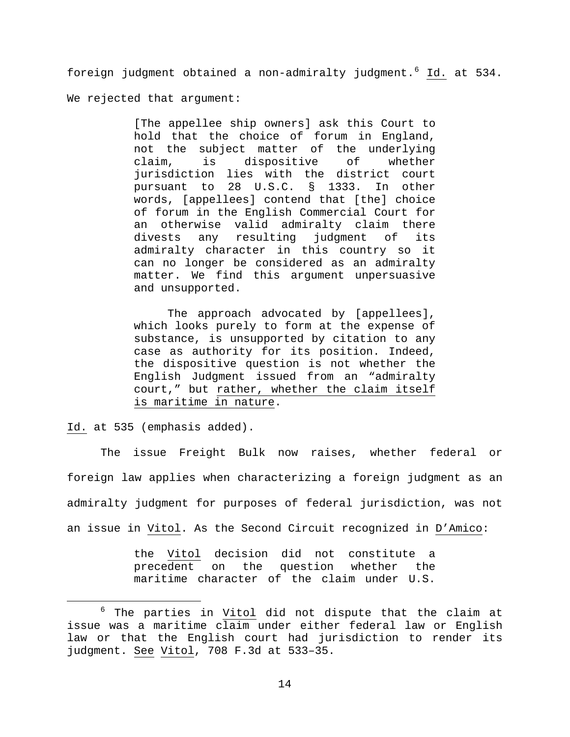foreign judgment obtained a non-admiralty judgment.[6] Id. at 534. We rejected that argument:

> [The appellee ship owners] ask this Court to hold that the choice of forum in England, not the subject matter of the underlying claim, is dispositive of whether jurisdiction lies with the district court pursuant to 28 U.S.C. § 1333. In other words, [appellees] contend that [the] choice of forum in the English Commercial Court for an otherwise valid admiralty claim there divests any resulting judgment of its admiralty character in this country so it can no longer be considered as an admiralty matter. We find this argument unpersuasive and unsupported.
>
> The approach advocated by [appellees], which looks purely to form at the expense of substance, is unsupported by citation to any case as authority for its position. Indeed, the dispositive question is not whether the English Judgment issued from an "admiralty court," but rather, whether the claim itself is maritime in nature.

Id. at 535 (emphasis added).

The issue Freight Bulk now raises, whether federal or foreign law applies when characterizing a foreign judgment as an admiralty judgment for purposes of federal jurisdiction, was not an issue in Vitol. As the Second Circuit recognized in D'Amico:

> the Vitol decision did not constitute a precedent on the question whether the maritime character of the claim under U.S.

---

[6] The parties in Vitol did not dispute that the claim at issue was a maritime claim under either federal law or English law or that the English court had jurisdiction to render its judgment. See Vitol, 708 F.3d at 533–35.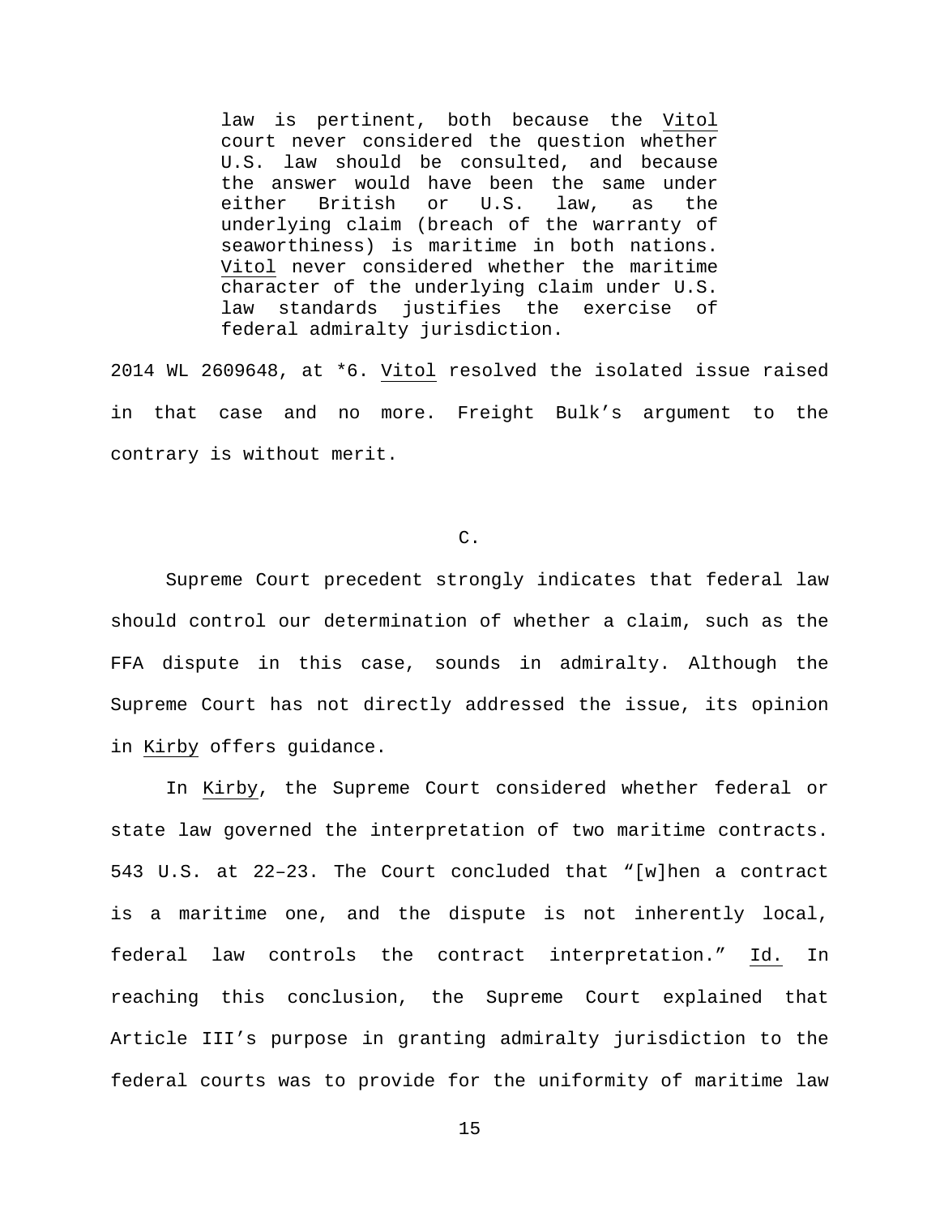> law is pertinent, both because the Vitol court never considered the question whether U.S. law should be consulted, and because the answer would have been the same under either British or U.S. law, as the underlying claim (breach of the warranty of seaworthiness) is maritime in both nations. Vitol never considered whether the maritime character of the underlying claim under U.S. law standards justifies the exercise of federal admiralty jurisdiction.

2014 WL 2609648, at *6. Vitol resolved the isolated issue raised in that case and no more. Freight Bulk's argument to the contrary is without merit.

C.

Supreme Court precedent strongly indicates that federal law should control our determination of whether a claim, such as the FFA dispute in this case, sounds in admiralty. Although the Supreme Court has not directly addressed the issue, its opinion in Kirby offers guidance.

In Kirby, the Supreme Court considered whether federal or state law governed the interpretation of two maritime contracts. 543 U.S. at 22–23. The Court concluded that "[w]hen a contract is a maritime one, and the dispute is not inherently local, federal law controls the contract interpretation." Id. In reaching this conclusion, the Supreme Court explained that Article III's purpose in granting admiralty jurisdiction to the federal courts was to provide for the uniformity of maritime law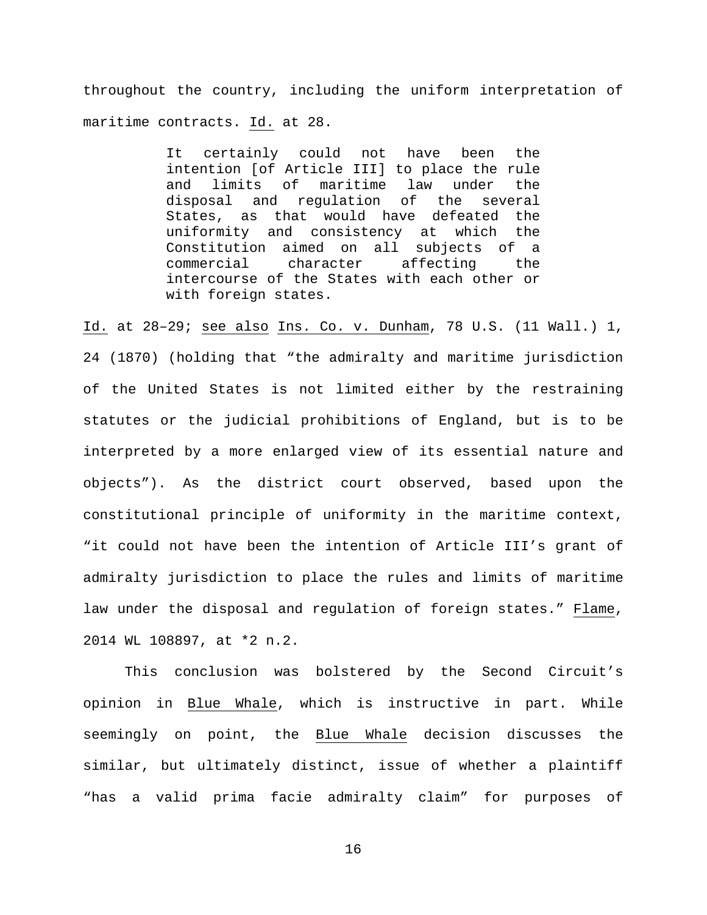throughout the country, including the uniform interpretation of maritime contracts. Id. at 28.

> It certainly could not have been the intention [of Article III] to place the rule and limits of maritime law under the disposal and regulation of the several States, as that would have defeated the uniformity and consistency at which the Constitution aimed on all subjects of a commercial character affecting the intercourse of the States with each other or with foreign states.

Id. at 28–29; see also Ins. Co. v. Dunham, 78 U.S. (11 Wall.) 1, 24 (1870) (holding that "the admiralty and maritime jurisdiction of the United States is not limited either by the restraining statutes or the judicial prohibitions of England, but is to be interpreted by a more enlarged view of its essential nature and objects"). As the district court observed, based upon the constitutional principle of uniformity in the maritime context, "it could not have been the intention of Article III's grant of admiralty jurisdiction to place the rules and limits of maritime law under the disposal and regulation of foreign states." Flame, 2014 WL 108897, at *2 n.2.

This conclusion was bolstered by the Second Circuit's opinion in Blue Whale, which is instructive in part. While seemingly on point, the Blue Whale decision discusses the similar, but ultimately distinct, issue of whether a plaintiff "has a valid prima facie admiralty claim" for purposes of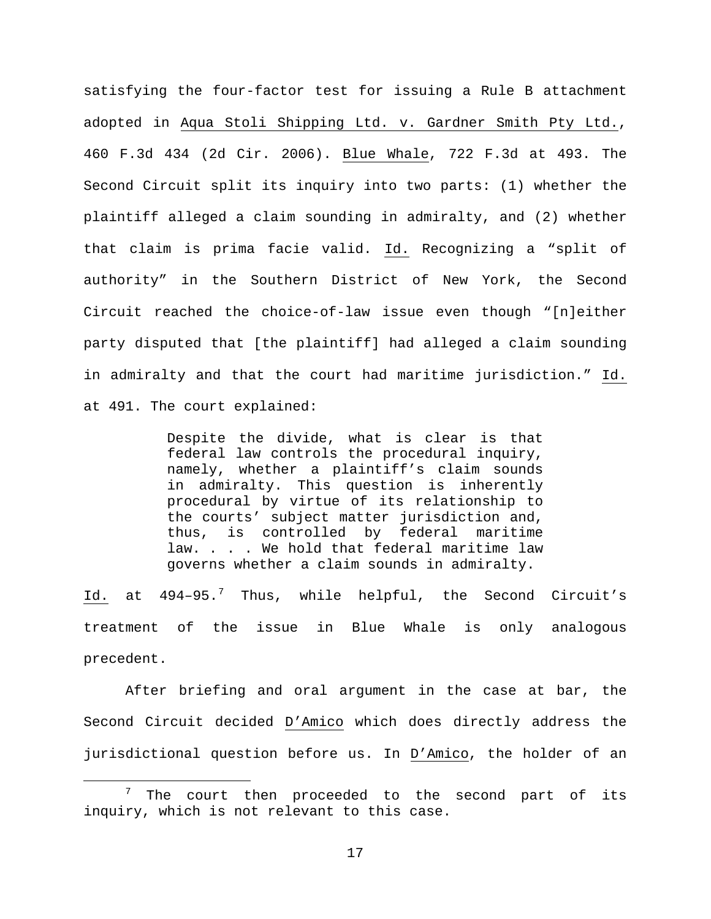satisfying the four-factor test for issuing a Rule B attachment adopted in Aqua Stoli Shipping Ltd. v. Gardner Smith Pty Ltd., 460 F.3d 434 (2d Cir. 2006). Blue Whale, 722 F.3d at 493. The Second Circuit split its inquiry into two parts: (1) whether the plaintiff alleged a claim sounding in admiralty, and (2) whether that claim is prima facie valid. Id. Recognizing a "split of authority" in the Southern District of New York, the Second Circuit reached the choice-of-law issue even though "[n]either party disputed that [the plaintiff] had alleged a claim sounding in admiralty and that the court had maritime jurisdiction." Id. at 491. The court explained:

> Despite the divide, what is clear is that federal law controls the procedural inquiry, namely, whether a plaintiff's claim sounds in admiralty. This question is inherently procedural by virtue of its relationship to the courts' subject matter jurisdiction and, thus, is controlled by federal maritime law. . . . We hold that federal maritime law governs whether a claim sounds in admiralty.

Id. at 494–95.[7] Thus, while helpful, the Second Circuit's treatment of the issue in Blue Whale is only analogous precedent.

After briefing and oral argument in the case at bar, the Second Circuit decided D'Amico which does directly address the jurisdictional question before us. In D'Amico, the holder of an

[7] The court then proceeded to the second part of its inquiry, which is not relevant to this case.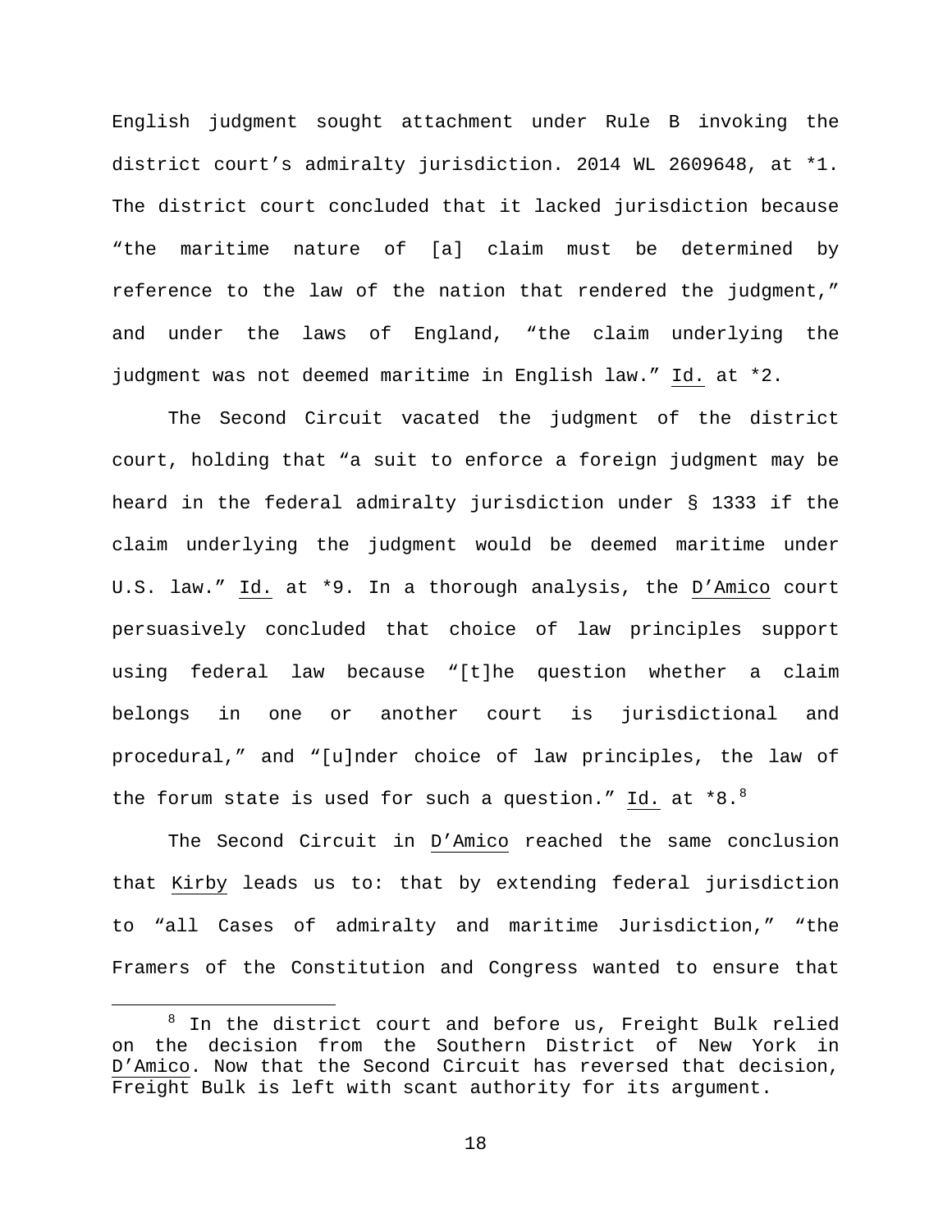English judgment sought attachment under Rule B invoking the district court's admiralty jurisdiction. 2014 WL 2609648, at *1. The district court concluded that it lacked jurisdiction because "the maritime nature of [a] claim must be determined by reference to the law of the nation that rendered the judgment," and under the laws of England, "the claim underlying the judgment was not deemed maritime in English law." Id. at *2.

The Second Circuit vacated the judgment of the district court, holding that "a suit to enforce a foreign judgment may be heard in the federal admiralty jurisdiction under § 1333 if the claim underlying the judgment would be deemed maritime under U.S. law." Id. at *9. In a thorough analysis, the D'Amico court persuasively concluded that choice of law principles support using federal law because "[t]he question whether a claim belongs in one or another court is jurisdictional and procedural," and "[u]nder choice of law principles, the law of the forum state is used for such a question." Id. at *8.[8]

The Second Circuit in D'Amico reached the same conclusion that Kirby leads us to: that by extending federal jurisdiction to "all Cases of admiralty and maritime Jurisdiction," "the Framers of the Constitution and Congress wanted to ensure that

[8] In the district court and before us, Freight Bulk relied on the decision from the Southern District of New York in D'Amico. Now that the Second Circuit has reversed that decision, Freight Bulk is left with scant authority for its argument.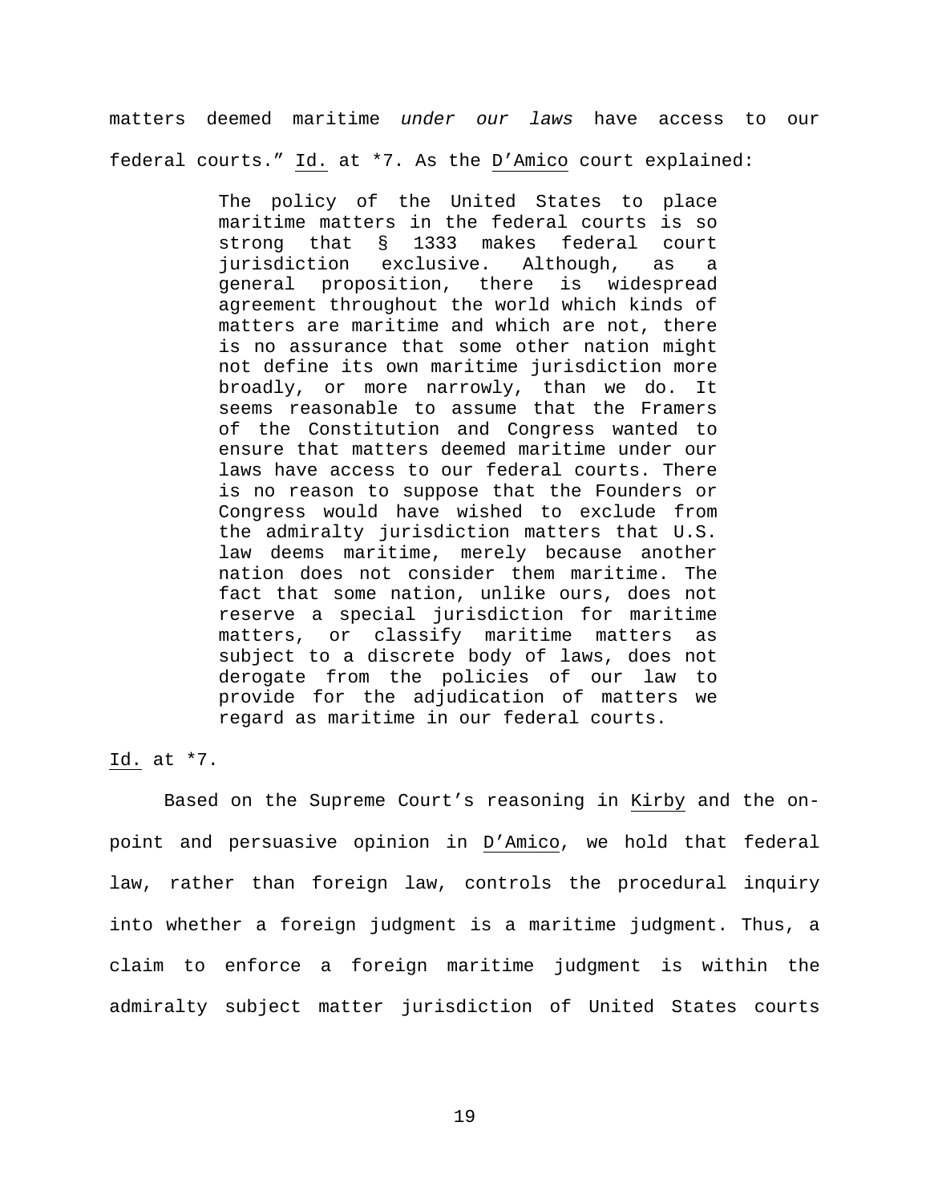matters deemed maritime *under our laws* have access to our federal courts." Id. at *7. As the D'Amico court explained:

> The policy of the United States to place maritime matters in the federal courts is so strong that § 1333 makes federal court jurisdiction exclusive. Although, as a general proposition, there is widespread agreement throughout the world which kinds of matters are maritime and which are not, there is no assurance that some other nation might not define its own maritime jurisdiction more broadly, or more narrowly, than we do. It seems reasonable to assume that the Framers of the Constitution and Congress wanted to ensure that matters deemed maritime under our laws have access to our federal courts. There is no reason to suppose that the Founders or Congress would have wished to exclude from the admiralty jurisdiction matters that U.S. law deems maritime, merely because another nation does not consider them maritime. The fact that some nation, unlike ours, does not reserve a special jurisdiction for maritime matters, or classify maritime matters as subject to a discrete body of laws, does not derogate from the policies of our law to provide for the adjudication of matters we regard as maritime in our federal courts.

Id. at *7.

Based on the Supreme Court's reasoning in Kirby and the on-point and persuasive opinion in D'Amico, we hold that federal law, rather than foreign law, controls the procedural inquiry into whether a foreign judgment is a maritime judgment. Thus, a claim to enforce a foreign maritime judgment is within the admiralty subject matter jurisdiction of United States courts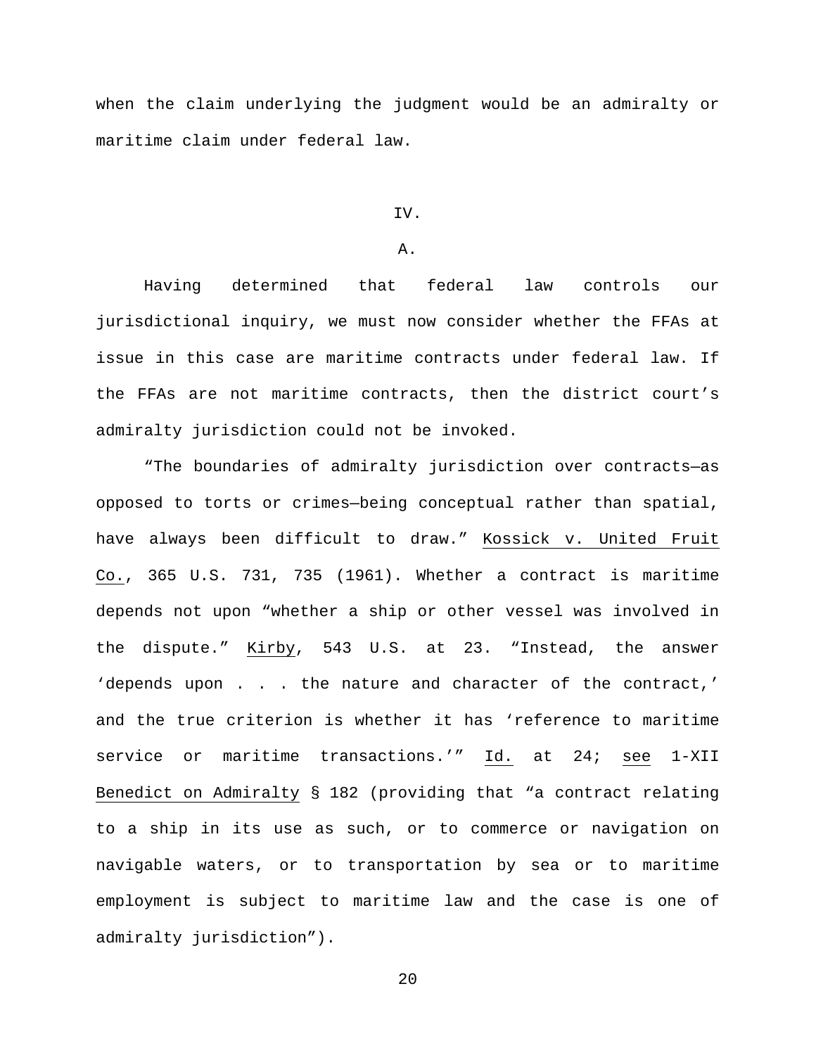when the claim underlying the judgment would be an admiralty or maritime claim under federal law.

## IV.

### A.

Having determined that federal law controls our jurisdictional inquiry, we must now consider whether the FFAs at issue in this case are maritime contracts under federal law. If the FFAs are not maritime contracts, then the district court's admiralty jurisdiction could not be invoked.

"The boundaries of admiralty jurisdiction over contracts—as opposed to torts or crimes—being conceptual rather than spatial, have always been difficult to draw." Kossick v. United Fruit Co., 365 U.S. 731, 735 (1961). Whether a contract is maritime depends not upon "whether a ship or other vessel was involved in the dispute." Kirby, 543 U.S. at 23. "Instead, the answer 'depends upon . . . the nature and character of the contract,' and the true criterion is whether it has 'reference to maritime service or maritime transactions.'" Id. at 24; see 1-XII Benedict on Admiralty § 182 (providing that "a contract relating to a ship in its use as such, or to commerce or navigation on navigable waters, or to transportation by sea or to maritime employment is subject to maritime law and the case is one of admiralty jurisdiction").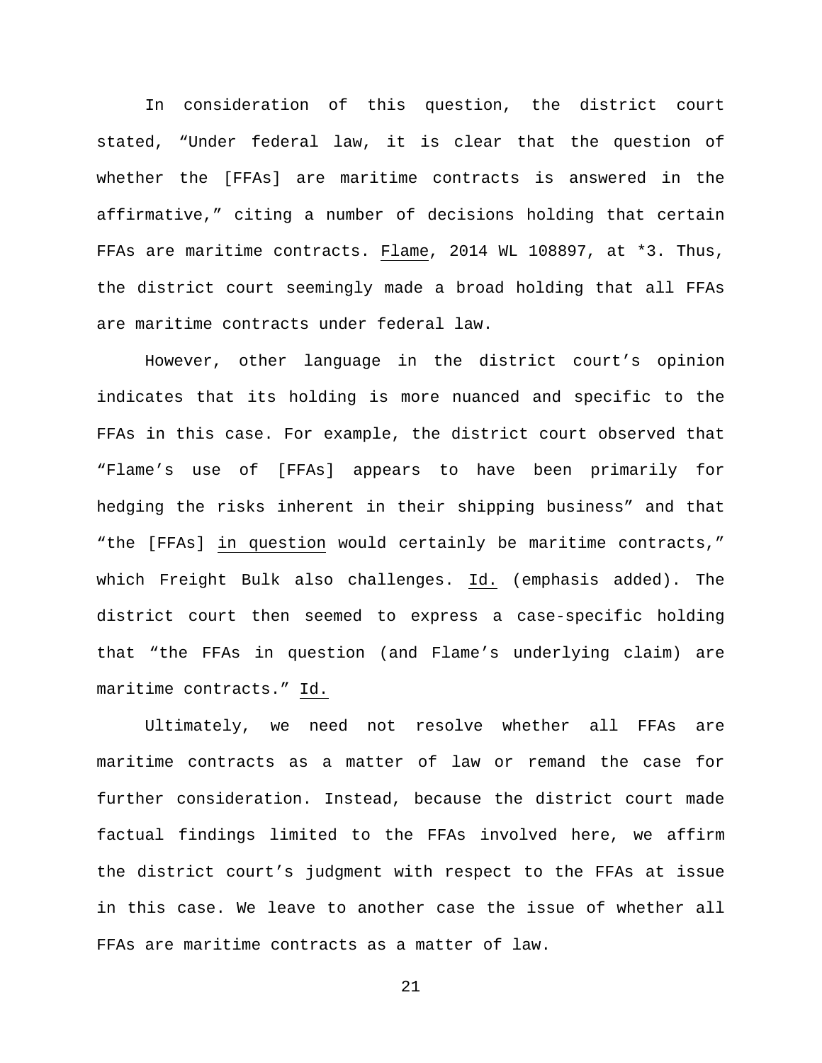In consideration of this question, the district court stated, "Under federal law, it is clear that the question of whether the [FFAs] are maritime contracts is answered in the affirmative," citing a number of decisions holding that certain FFAs are maritime contracts. Flame, 2014 WL 108897, at *3. Thus, the district court seemingly made a broad holding that all FFAs are maritime contracts under federal law.

However, other language in the district court's opinion indicates that its holding is more nuanced and specific to the FFAs in this case. For example, the district court observed that "Flame's use of [FFAs] appears to have been primarily for hedging the risks inherent in their shipping business" and that "the [FFAs] in question would certainly be maritime contracts," which Freight Bulk also challenges. Id. (emphasis added). The district court then seemed to express a case-specific holding that "the FFAs in question (and Flame's underlying claim) are maritime contracts." Id.

Ultimately, we need not resolve whether all FFAs are maritime contracts as a matter of law or remand the case for further consideration. Instead, because the district court made factual findings limited to the FFAs involved here, we affirm the district court's judgment with respect to the FFAs at issue in this case. We leave to another case the issue of whether all FFAs are maritime contracts as a matter of law.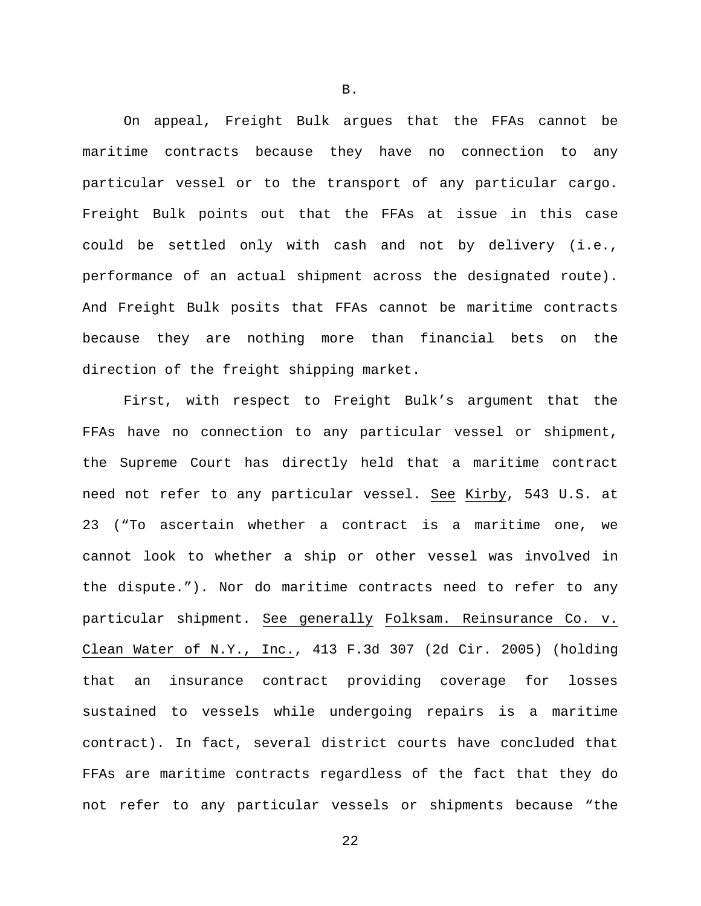B.

On appeal, Freight Bulk argues that the FFAs cannot be maritime contracts because they have no connection to any particular vessel or to the transport of any particular cargo. Freight Bulk points out that the FFAs at issue in this case could be settled only with cash and not by delivery (i.e., performance of an actual shipment across the designated route). And Freight Bulk posits that FFAs cannot be maritime contracts because they are nothing more than financial bets on the direction of the freight shipping market.

First, with respect to Freight Bulk's argument that the FFAs have no connection to any particular vessel or shipment, the Supreme Court has directly held that a maritime contract need not refer to any particular vessel. See Kirby, 543 U.S. at 23 ("To ascertain whether a contract is a maritime one, we cannot look to whether a ship or other vessel was involved in the dispute."). Nor do maritime contracts need to refer to any particular shipment. See generally Folksam. Reinsurance Co. v. Clean Water of N.Y., Inc., 413 F.3d 307 (2d Cir. 2005) (holding that an insurance contract providing coverage for losses sustained to vessels while undergoing repairs is a maritime contract). In fact, several district courts have concluded that FFAs are maritime contracts regardless of the fact that they do not refer to any particular vessels or shipments because "the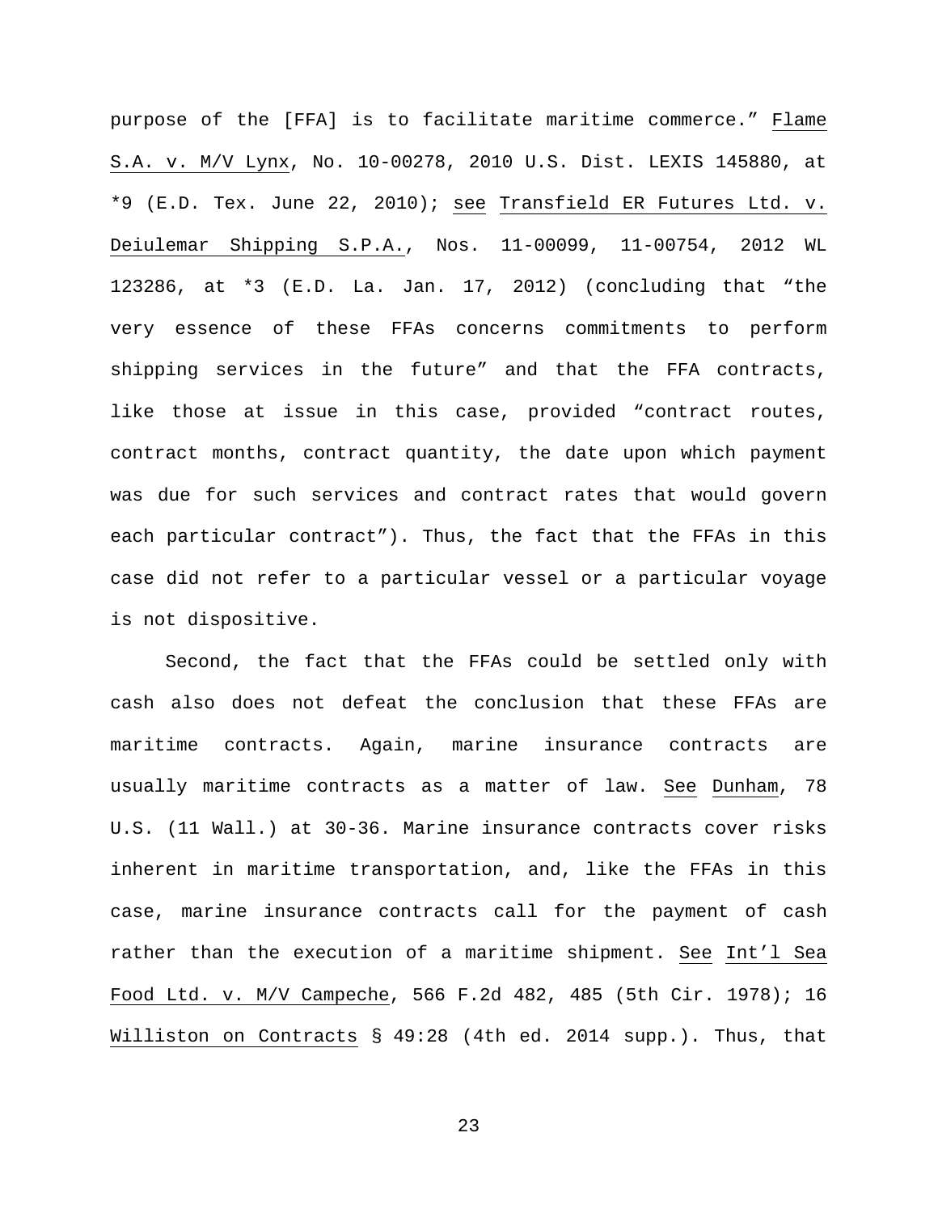purpose of the [FFA] is to facilitate maritime commerce." Flame S.A. v. M/V Lynx, No. 10-00278, 2010 U.S. Dist. LEXIS 145880, at *9 (E.D. Tex. June 22, 2010); see Transfield ER Futures Ltd. v. Deiulemar Shipping S.P.A., Nos. 11-00099, 11-00754, 2012 WL 123286, at *3 (E.D. La. Jan. 17, 2012) (concluding that "the very essence of these FFAs concerns commitments to perform shipping services in the future" and that the FFA contracts, like those at issue in this case, provided "contract routes, contract months, contract quantity, the date upon which payment was due for such services and contract rates that would govern each particular contract"). Thus, the fact that the FFAs in this case did not refer to a particular vessel or a particular voyage is not dispositive.

Second, the fact that the FFAs could be settled only with cash also does not defeat the conclusion that these FFAs are maritime contracts. Again, marine insurance contracts are usually maritime contracts as a matter of law. See Dunham, 78 U.S. (11 Wall.) at 30-36. Marine insurance contracts cover risks inherent in maritime transportation, and, like the FFAs in this case, marine insurance contracts call for the payment of cash rather than the execution of a maritime shipment. See Int'l Sea Food Ltd. v. M/V Campeche, 566 F.2d 482, 485 (5th Cir. 1978); 16 Williston on Contracts § 49:28 (4th ed. 2014 supp.). Thus, that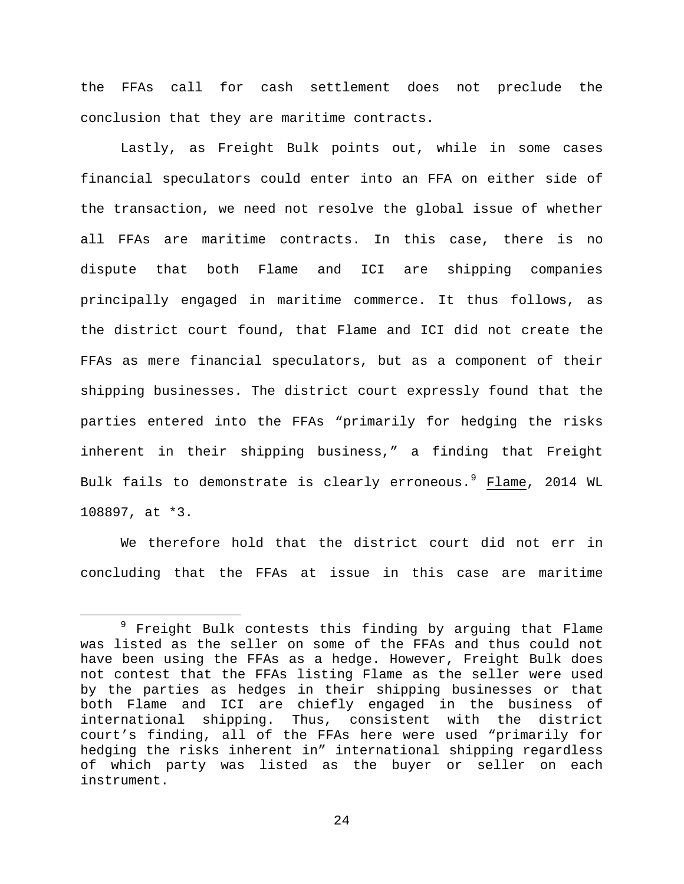the FFAs call for cash settlement does not preclude the conclusion that they are maritime contracts.

Lastly, as Freight Bulk points out, while in some cases financial speculators could enter into an FFA on either side of the transaction, we need not resolve the global issue of whether all FFAs are maritime contracts. In this case, there is no dispute that both Flame and ICI are shipping companies principally engaged in maritime commerce. It thus follows, as the district court found, that Flame and ICI did not create the FFAs as mere financial speculators, but as a component of their shipping businesses. The district court expressly found that the parties entered into the FFAs "primarily for hedging the risks inherent in their shipping business," a finding that Freight Bulk fails to demonstrate is clearly erroneous.[9] Flame, 2014 WL 108897, at *3.

We therefore hold that the district court did not err in concluding that the FFAs at issue in this case are maritime

---

[9] Freight Bulk contests this finding by arguing that Flame was listed as the seller on some of the FFAs and thus could not have been using the FFAs as a hedge. However, Freight Bulk does not contest that the FFAs listing Flame as the seller were used by the parties as hedges in their shipping businesses or that both Flame and ICI are chiefly engaged in the business of international shipping. Thus, consistent with the district court's finding, all of the FFAs here were used "primarily for hedging the risks inherent in" international shipping regardless of which party was listed as the buyer or seller on each instrument.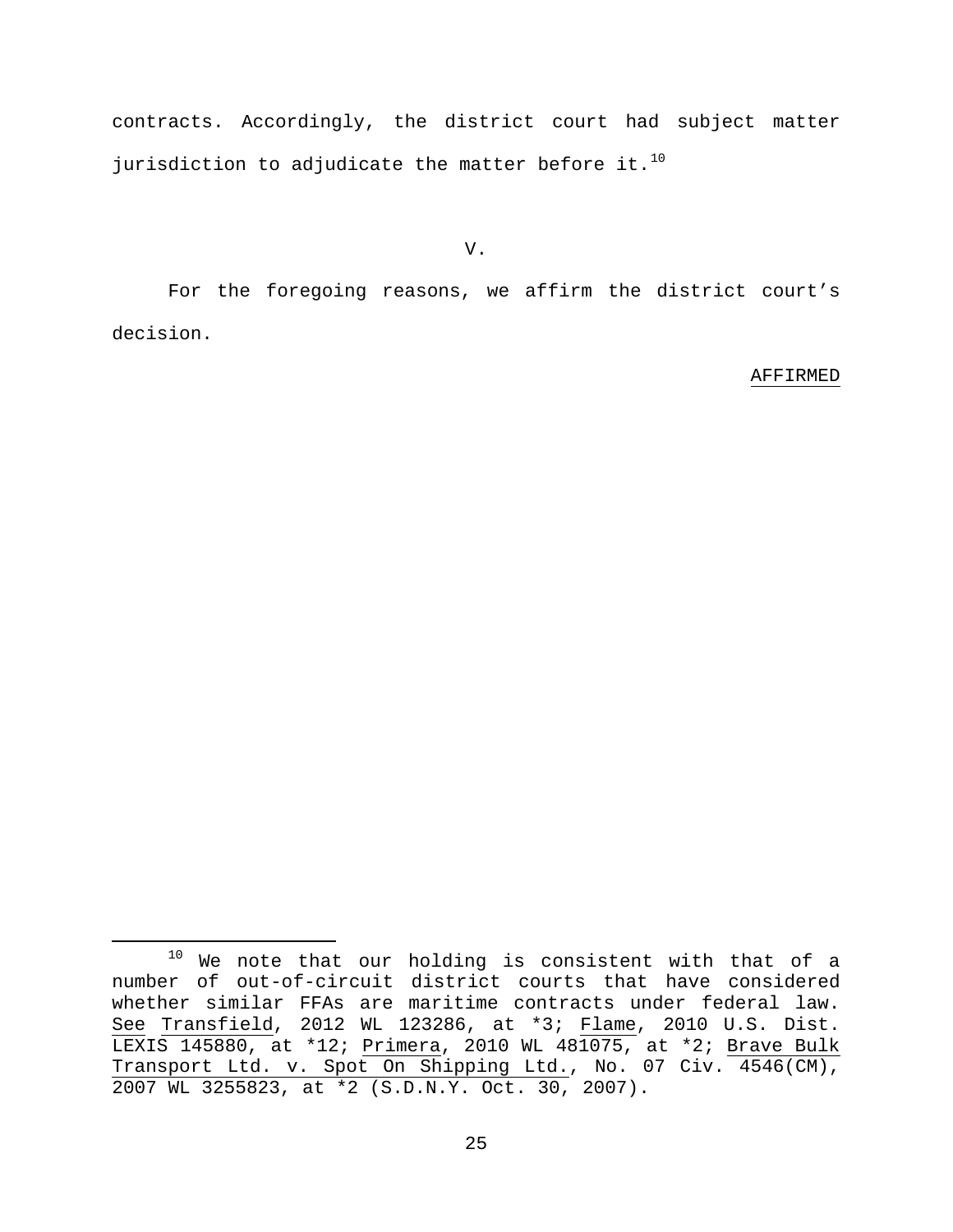contracts. Accordingly, the district court had subject matter jurisdiction to adjudicate the matter before it.[10]

## V.

For the foregoing reasons, we affirm the district court's decision.

AFFIRMED

---

[10] We note that our holding is consistent with that of a number of out-of-circuit district courts that have considered whether similar FFAs are maritime contracts under federal law. See Transfield, 2012 WL 123286, at *3; Flame, 2010 U.S. Dist. LEXIS 145880, at *12; Primera, 2010 WL 481075, at *2; Brave Bulk Transport Ltd. v. Spot On Shipping Ltd., No. 07 Civ. 4546(CM), 2007 WL 3255823, at *2 (S.D.N.Y. Oct. 30, 2007).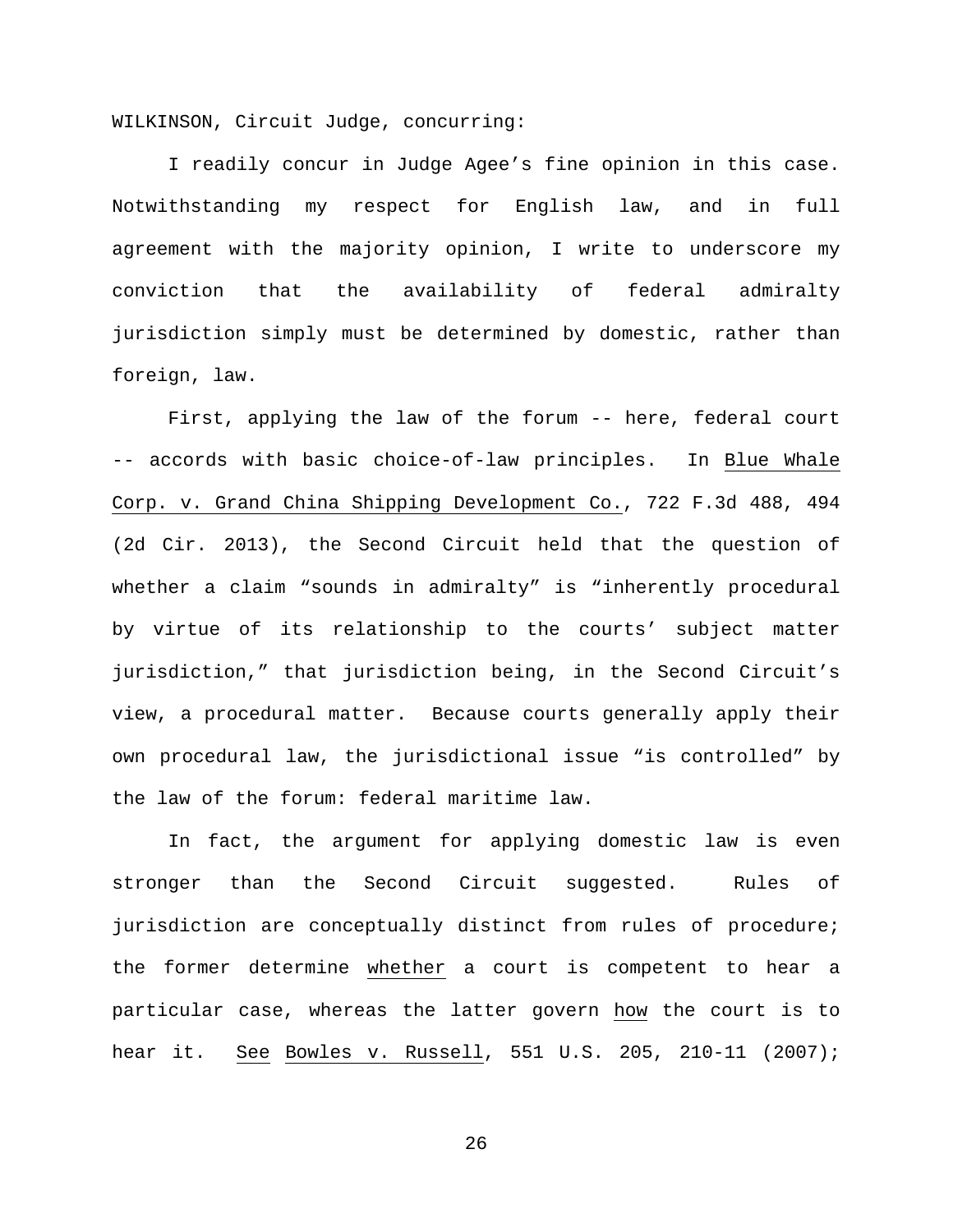WILKINSON, Circuit Judge, concurring:

I readily concur in Judge Agee's fine opinion in this case. Notwithstanding my respect for English law, and in full agreement with the majority opinion, I write to underscore my conviction that the availability of federal admiralty jurisdiction simply must be determined by domestic, rather than foreign, law.

First, applying the law of the forum -- here, federal court -- accords with basic choice-of-law principles. In Blue Whale Corp. v. Grand China Shipping Development Co., 722 F.3d 488, 494 (2d Cir. 2013), the Second Circuit held that the question of whether a claim "sounds in admiralty" is "inherently procedural by virtue of its relationship to the courts' subject matter jurisdiction," that jurisdiction being, in the Second Circuit's view, a procedural matter. Because courts generally apply their own procedural law, the jurisdictional issue "is controlled" by the law of the forum: federal maritime law.

In fact, the argument for applying domestic law is even stronger than the Second Circuit suggested. Rules of jurisdiction are conceptually distinct from rules of procedure; the former determine whether a court is competent to hear a particular case, whereas the latter govern how the court is to hear it. See Bowles v. Russell, 551 U.S. 205, 210-11 (2007);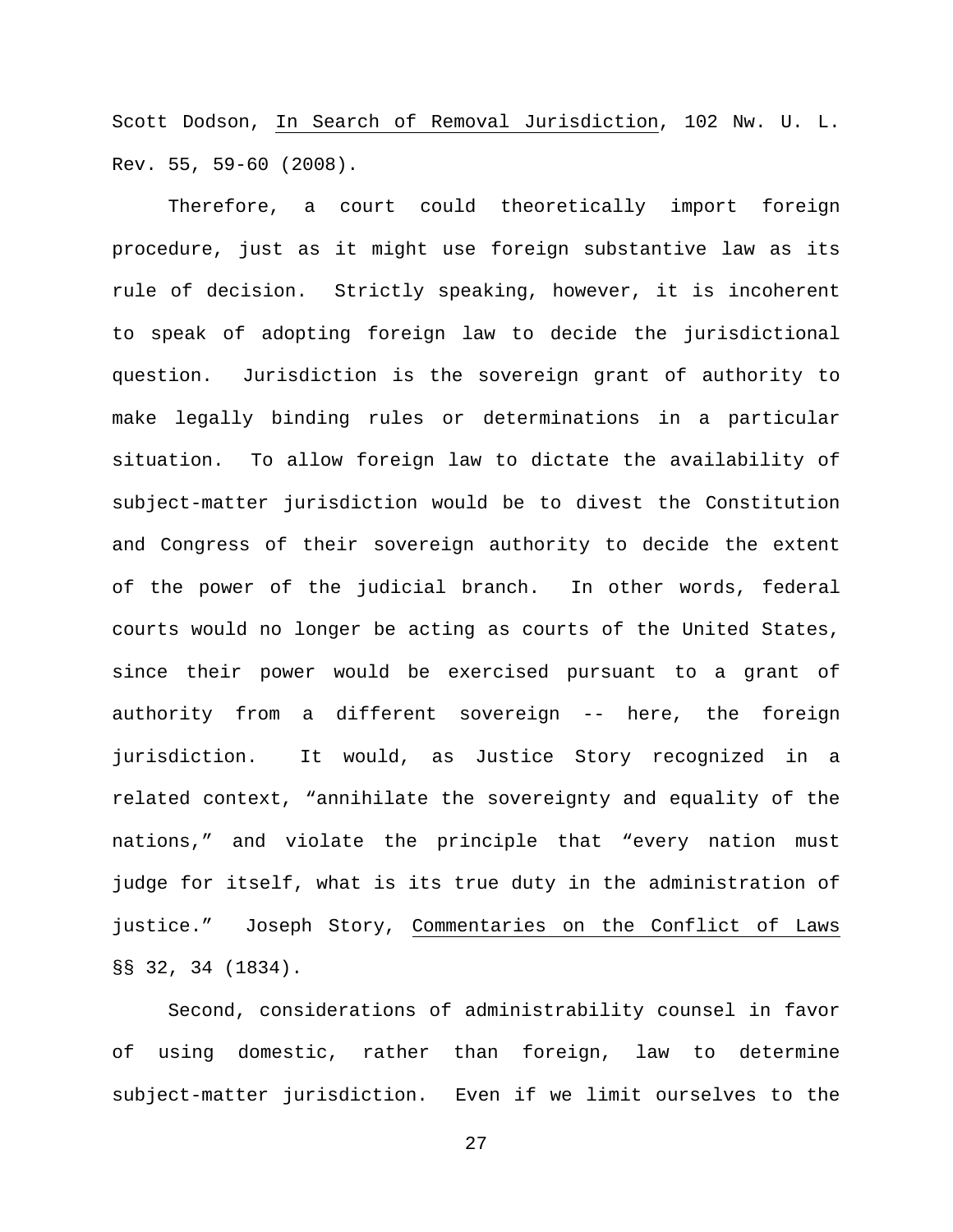Scott Dodson, _In Search of Removal Jurisdiction_, 102 Nw. U. L. Rev. 55, 59-60 (2008).

Therefore, a court could theoretically import foreign procedure, just as it might use foreign substantive law as its rule of decision. Strictly speaking, however, it is incoherent to speak of adopting foreign law to decide the jurisdictional question. Jurisdiction is the sovereign grant of authority to make legally binding rules or determinations in a particular situation. To allow foreign law to dictate the availability of subject-matter jurisdiction would be to divest the Constitution and Congress of their sovereign authority to decide the extent of the power of the judicial branch. In other words, federal courts would no longer be acting as courts of the United States, since their power would be exercised pursuant to a grant of authority from a different sovereign -- here, the foreign jurisdiction. It would, as Justice Story recognized in a related context, "annihilate the sovereignty and equality of the nations," and violate the principle that "every nation must judge for itself, what is its true duty in the administration of justice." Joseph Story, _Commentaries on the Conflict of Laws_ §§ 32, 34 (1834).

Second, considerations of administrability counsel in favor of using domestic, rather than foreign, law to determine subject-matter jurisdiction. Even if we limit ourselves to the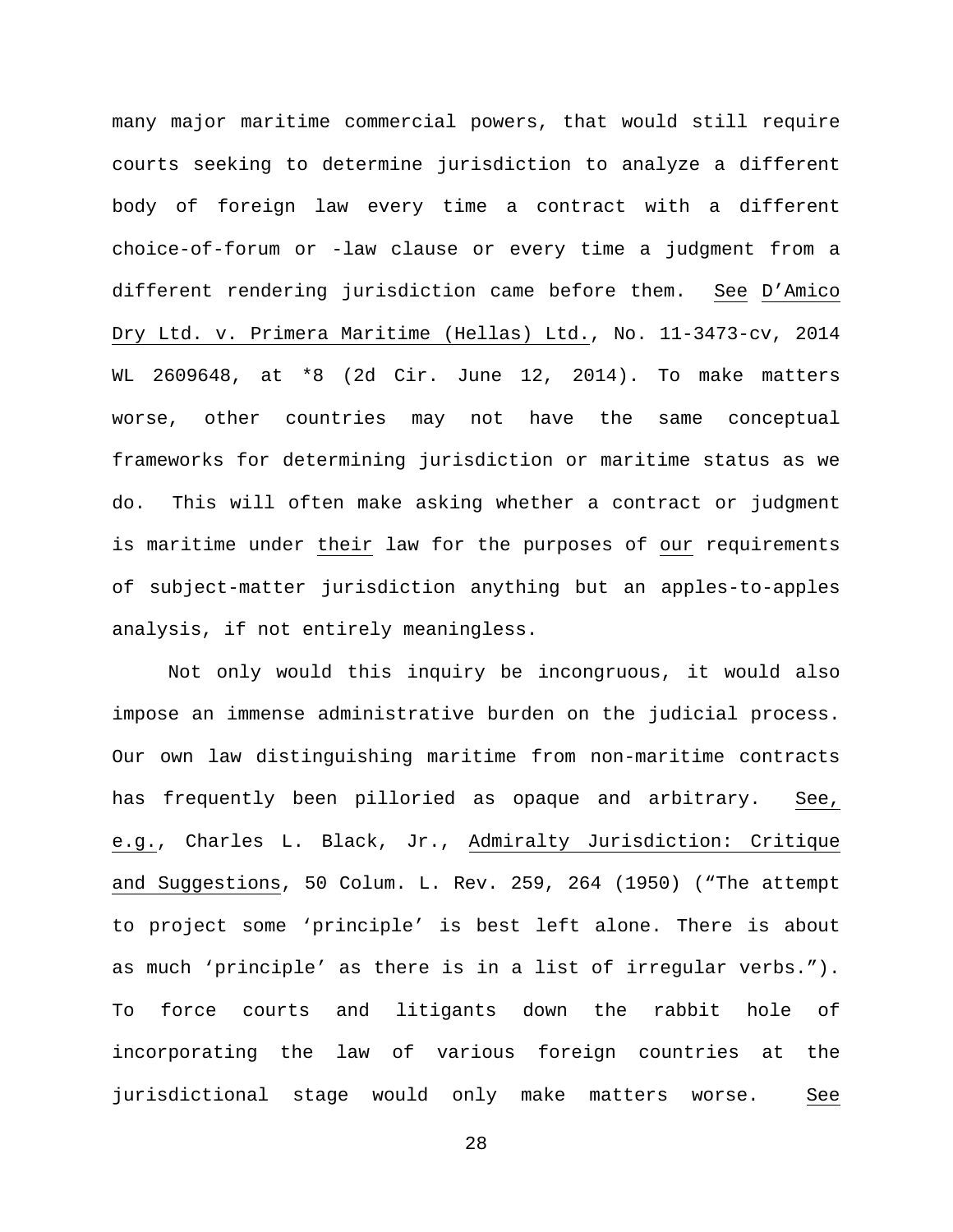many major maritime commercial powers, that would still require courts seeking to determine jurisdiction to analyze a different body of foreign law every time a contract with a different choice-of-forum or -law clause or every time a judgment from a different rendering jurisdiction came before them. See D'Amico Dry Ltd. v. Primera Maritime (Hellas) Ltd., No. 11-3473-cv, 2014 WL 2609648, at *8 (2d Cir. June 12, 2014). To make matters worse, other countries may not have the same conceptual frameworks for determining jurisdiction or maritime status as we do. This will often make asking whether a contract or judgment is maritime under their law for the purposes of our requirements of subject-matter jurisdiction anything but an apples-to-apples analysis, if not entirely meaningless.

Not only would this inquiry be incongruous, it would also impose an immense administrative burden on the judicial process. Our own law distinguishing maritime from non-maritime contracts has frequently been pilloried as opaque and arbitrary. See, e.g., Charles L. Black, Jr., Admiralty Jurisdiction: Critique and Suggestions, 50 Colum. L. Rev. 259, 264 (1950) ("The attempt to project some 'principle' is best left alone. There is about as much 'principle' as there is in a list of irregular verbs."). To force courts and litigants down the rabbit hole of incorporating the law of various foreign countries at the jurisdictional stage would only make matters worse. See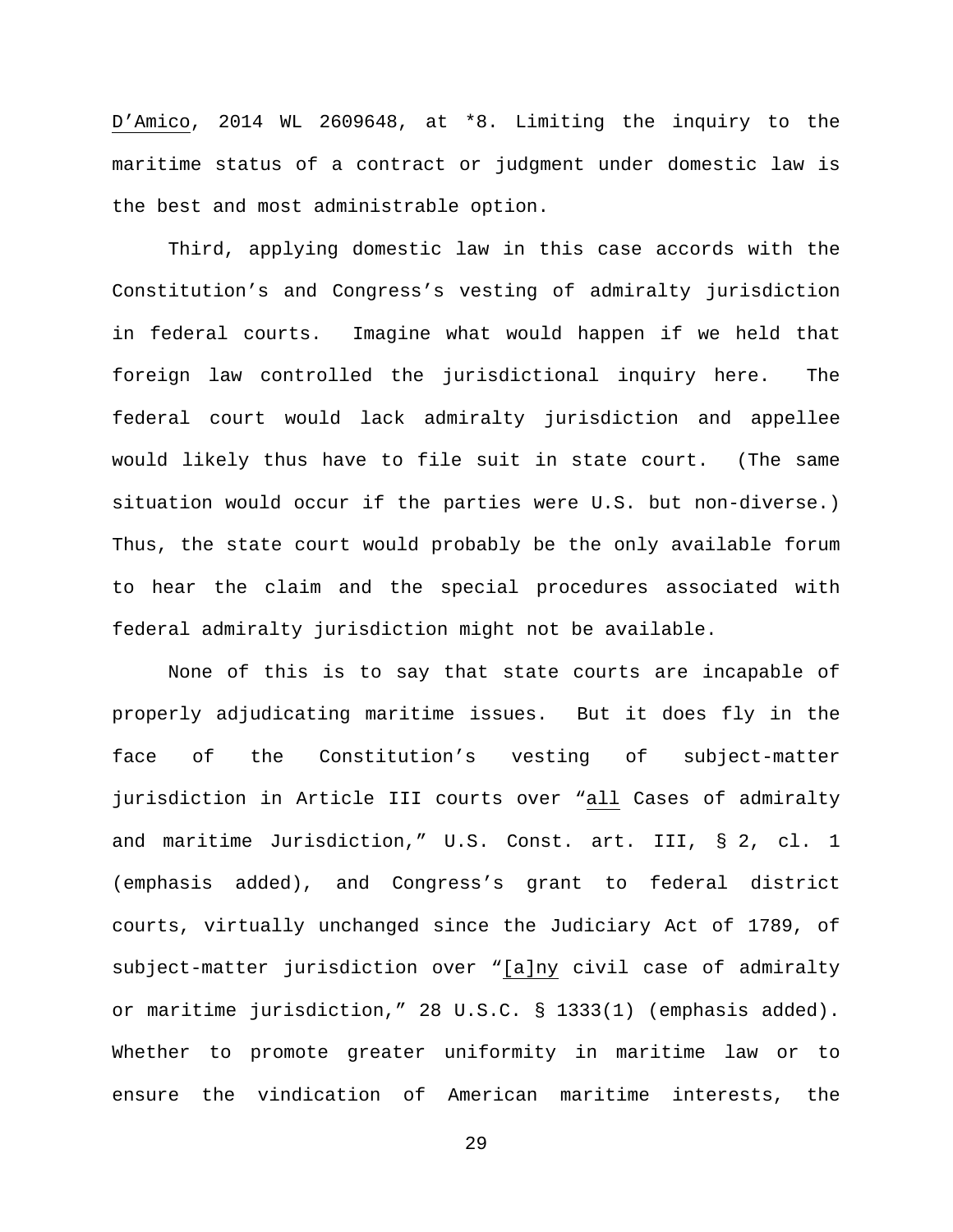D'Amico, 2014 WL 2609648, at *8. Limiting the inquiry to the maritime status of a contract or judgment under domestic law is the best and most administrable option.

Third, applying domestic law in this case accords with the Constitution's and Congress's vesting of admiralty jurisdiction in federal courts. Imagine what would happen if we held that foreign law controlled the jurisdictional inquiry here. The federal court would lack admiralty jurisdiction and appellee would likely thus have to file suit in state court. (The same situation would occur if the parties were U.S. but non-diverse.) Thus, the state court would probably be the only available forum to hear the claim and the special procedures associated with federal admiralty jurisdiction might not be available.

None of this is to say that state courts are incapable of properly adjudicating maritime issues. But it does fly in the face of the Constitution's vesting of subject-matter jurisdiction in Article III courts over "all Cases of admiralty and maritime Jurisdiction," U.S. Const. art. III, § 2, cl. 1 (emphasis added), and Congress's grant to federal district courts, virtually unchanged since the Judiciary Act of 1789, of subject-matter jurisdiction over "[a]ny civil case of admiralty or maritime jurisdiction," 28 U.S.C. § 1333(1) (emphasis added). Whether to promote greater uniformity in maritime law or to ensure the vindication of American maritime interests, the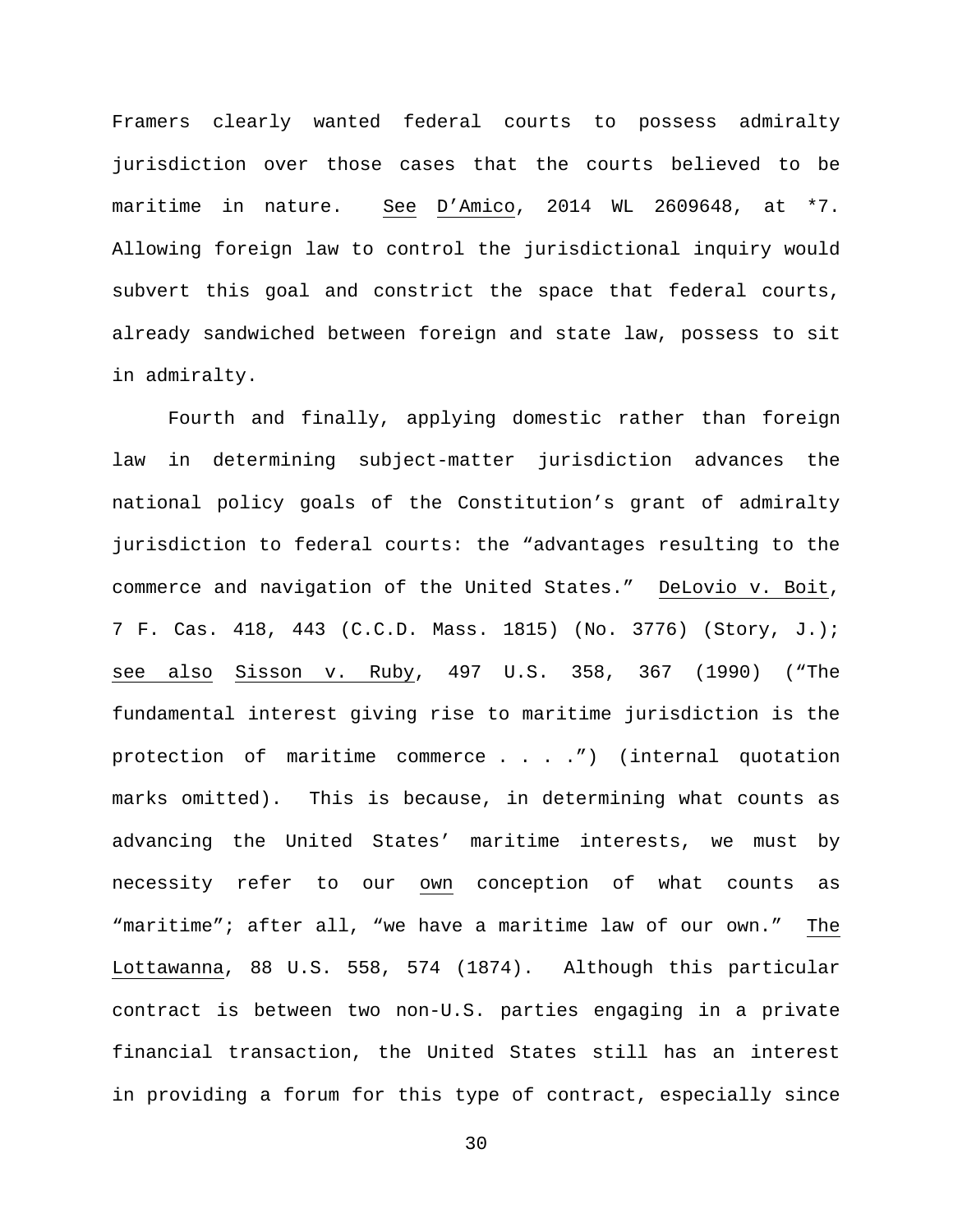Framers clearly wanted federal courts to possess admiralty jurisdiction over those cases that the courts believed to be maritime in nature. See D'Amico, 2014 WL 2609648, at *7. Allowing foreign law to control the jurisdictional inquiry would subvert this goal and constrict the space that federal courts, already sandwiched between foreign and state law, possess to sit in admiralty.

Fourth and finally, applying domestic rather than foreign law in determining subject-matter jurisdiction advances the national policy goals of the Constitution's grant of admiralty jurisdiction to federal courts: the "advantages resulting to the commerce and navigation of the United States." DeLovio v. Boit, 7 F. Cas. 418, 443 (C.C.D. Mass. 1815) (No. 3776) (Story, J.); see also Sisson v. Ruby, 497 U.S. 358, 367 (1990) ("The fundamental interest giving rise to maritime jurisdiction is the protection of maritime commerce . . . .") (internal quotation marks omitted). This is because, in determining what counts as advancing the United States' maritime interests, we must by necessity refer to our own conception of what counts as "maritime"; after all, "we have a maritime law of our own." The Lottawanna, 88 U.S. 558, 574 (1874). Although this particular contract is between two non-U.S. parties engaging in a private financial transaction, the United States still has an interest in providing a forum for this type of contract, especially since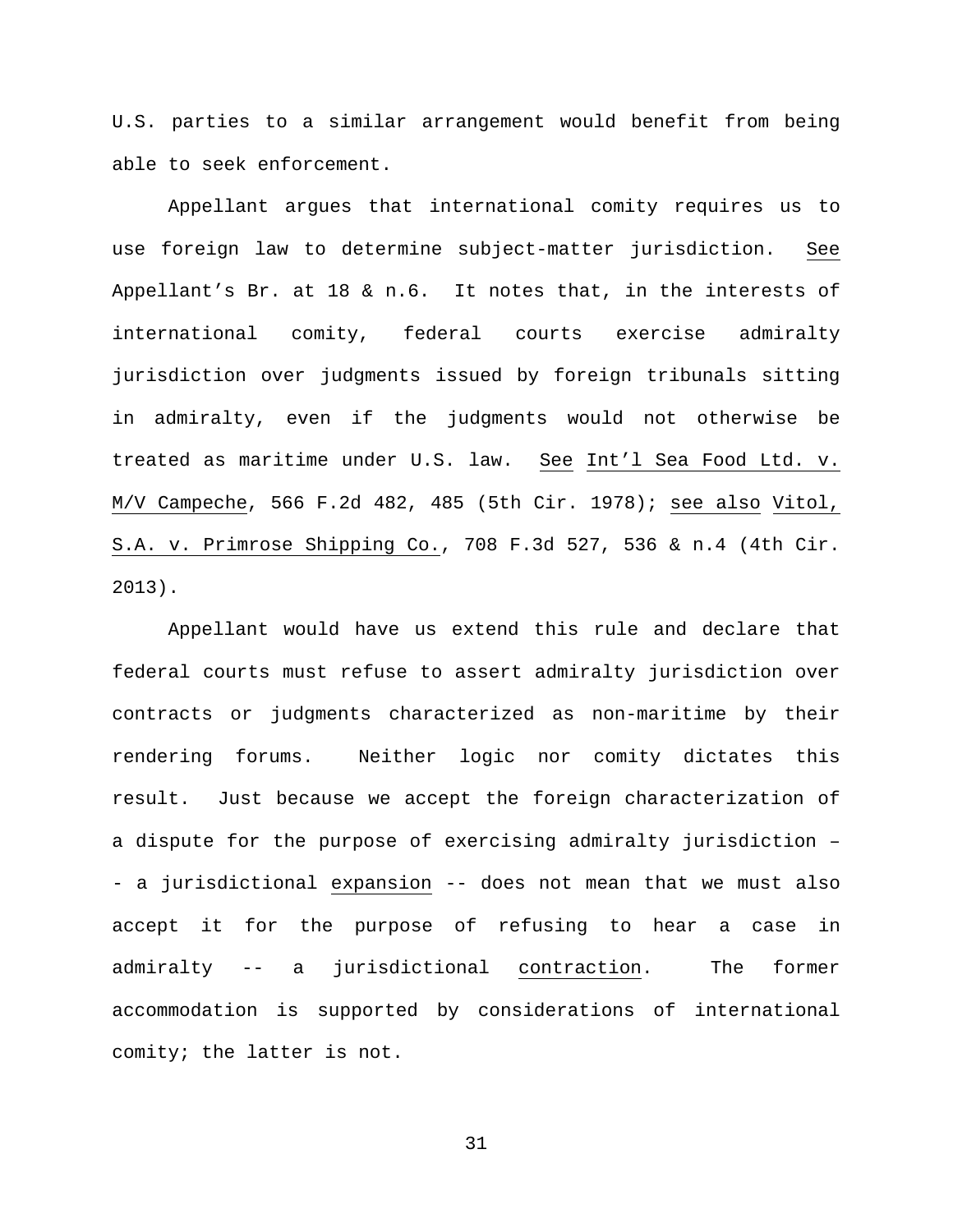U.S. parties to a similar arrangement would benefit from being able to seek enforcement.

Appellant argues that international comity requires us to use foreign law to determine subject-matter jurisdiction. See Appellant's Br. at 18 & n.6. It notes that, in the interests of international comity, federal courts exercise admiralty jurisdiction over judgments issued by foreign tribunals sitting in admiralty, even if the judgments would not otherwise be treated as maritime under U.S. law. See Int'l Sea Food Ltd. v. M/V Campeche, 566 F.2d 482, 485 (5th Cir. 1978); see also Vitol, S.A. v. Primrose Shipping Co., 708 F.3d 527, 536 & n.4 (4th Cir. 2013).

Appellant would have us extend this rule and declare that federal courts must refuse to assert admiralty jurisdiction over contracts or judgments characterized as non-maritime by their rendering forums. Neither logic nor comity dictates this result. Just because we accept the foreign characterization of a dispute for the purpose of exercising admiralty jurisdiction -- a jurisdictional expansion -- does not mean that we must also accept it for the purpose of refusing to hear a case in admiralty -- a jurisdictional contraction. The former accommodation is supported by considerations of international comity; the latter is not.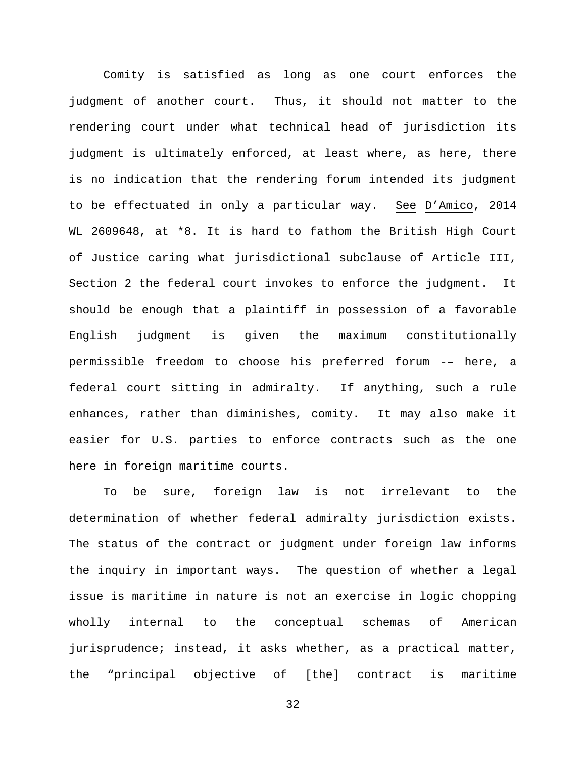Comity is satisfied as long as one court enforces the judgment of another court. Thus, it should not matter to the rendering court under what technical head of jurisdiction its judgment is ultimately enforced, at least where, as here, there is no indication that the rendering forum intended its judgment to be effectuated in only a particular way. See D'Amico, 2014 WL 2609648, at *8. It is hard to fathom the British High Court of Justice caring what jurisdictional subclause of Article III, Section 2 the federal court invokes to enforce the judgment. It should be enough that a plaintiff in possession of a favorable English judgment is given the maximum constitutionally permissible freedom to choose his preferred forum -– here, a federal court sitting in admiralty. If anything, such a rule enhances, rather than diminishes, comity. It may also make it easier for U.S. parties to enforce contracts such as the one here in foreign maritime courts.

To be sure, foreign law is not irrelevant to the determination of whether federal admiralty jurisdiction exists. The status of the contract or judgment under foreign law informs the inquiry in important ways. The question of whether a legal issue is maritime in nature is not an exercise in logic chopping wholly internal to the conceptual schemas of American jurisprudence; instead, it asks whether, as a practical matter, the "principal objective of [the] contract is maritime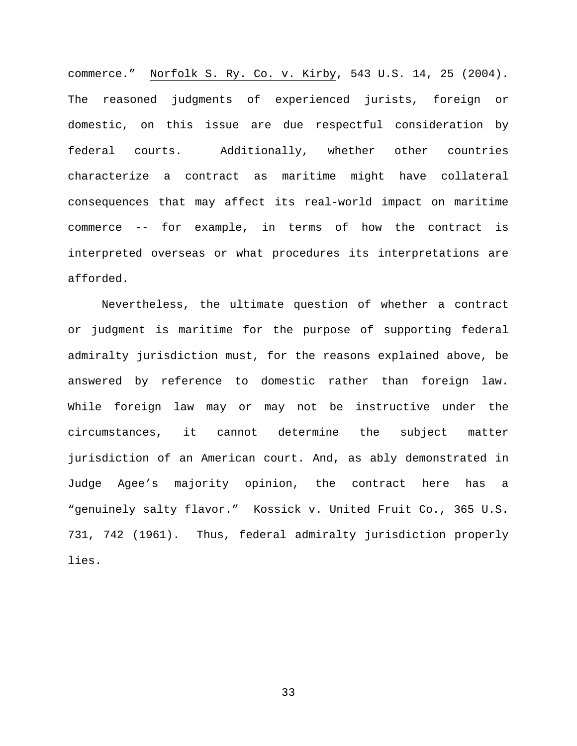commerce." Norfolk S. Ry. Co. v. Kirby, 543 U.S. 14, 25 (2004). The reasoned judgments of experienced jurists, foreign or domestic, on this issue are due respectful consideration by federal courts. Additionally, whether other countries characterize a contract as maritime might have collateral consequences that may affect its real-world impact on maritime commerce -- for example, in terms of how the contract is interpreted overseas or what procedures its interpretations are afforded.

Nevertheless, the ultimate question of whether a contract or judgment is maritime for the purpose of supporting federal admiralty jurisdiction must, for the reasons explained above, be answered by reference to domestic rather than foreign law. While foreign law may or may not be instructive under the circumstances, it cannot determine the subject matter jurisdiction of an American court. And, as ably demonstrated in Judge Agee's majority opinion, the contract here has a "genuinely salty flavor." Kossick v. United Fruit Co., 365 U.S. 731, 742 (1961). Thus, federal admiralty jurisdiction properly lies.